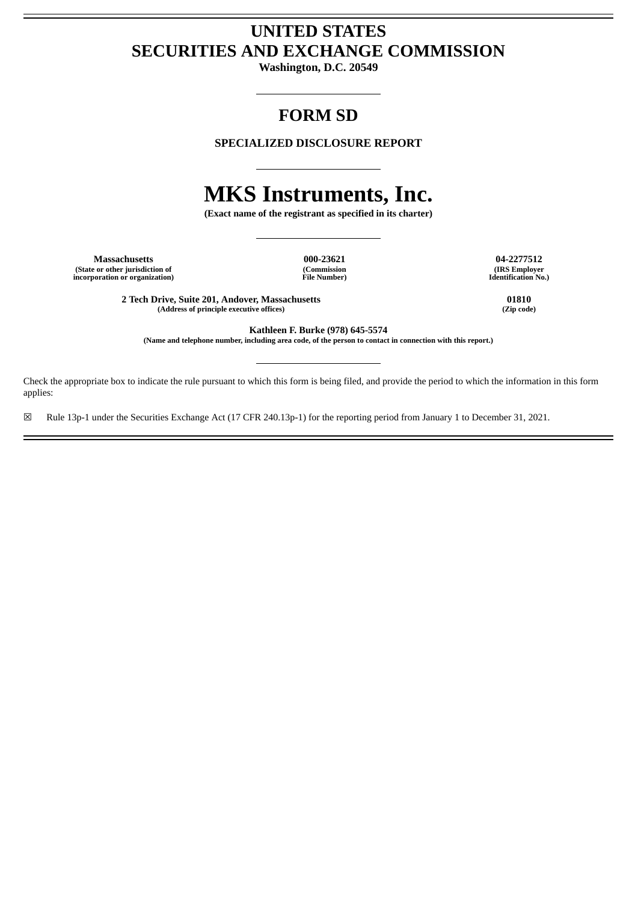# UNITED STATES
# SECURITIES AND EXCHANGE COMMISSION

**Washington, D.C. 20549**

---

# FORM SD

**SPECIALIZED DISCLOSURE REPORT**

---

# MKS Instruments, Inc.

**(Exact name of the registrant as specified in its charter)**

---

| **Massachusetts** | **000-23621** | **04-2277512** |
|---|---|---|
| **(State or other jurisdiction of incorporation or organization)** | **(Commission File Number)** | **(IRS Employer Identification No.)** |

| **2 Tech Drive, Suite 201, Andover, Massachusetts** | **01810** |
|---|---|
| **(Address of principle executive offices)** | **(Zip code)** |

**Kathleen F. Burke (978) 645-5574**
**(Name and telephone number, including area code, of the person to contact in connection with this report.)**

---

Check the appropriate box to indicate the rule pursuant to which this form is being filed, and provide the period to which the information in this form applies:

☒ Rule 13p-1 under the Securities Exchange Act (17 CFR 240.13p-1) for the reporting period from January 1 to December 31, 2021.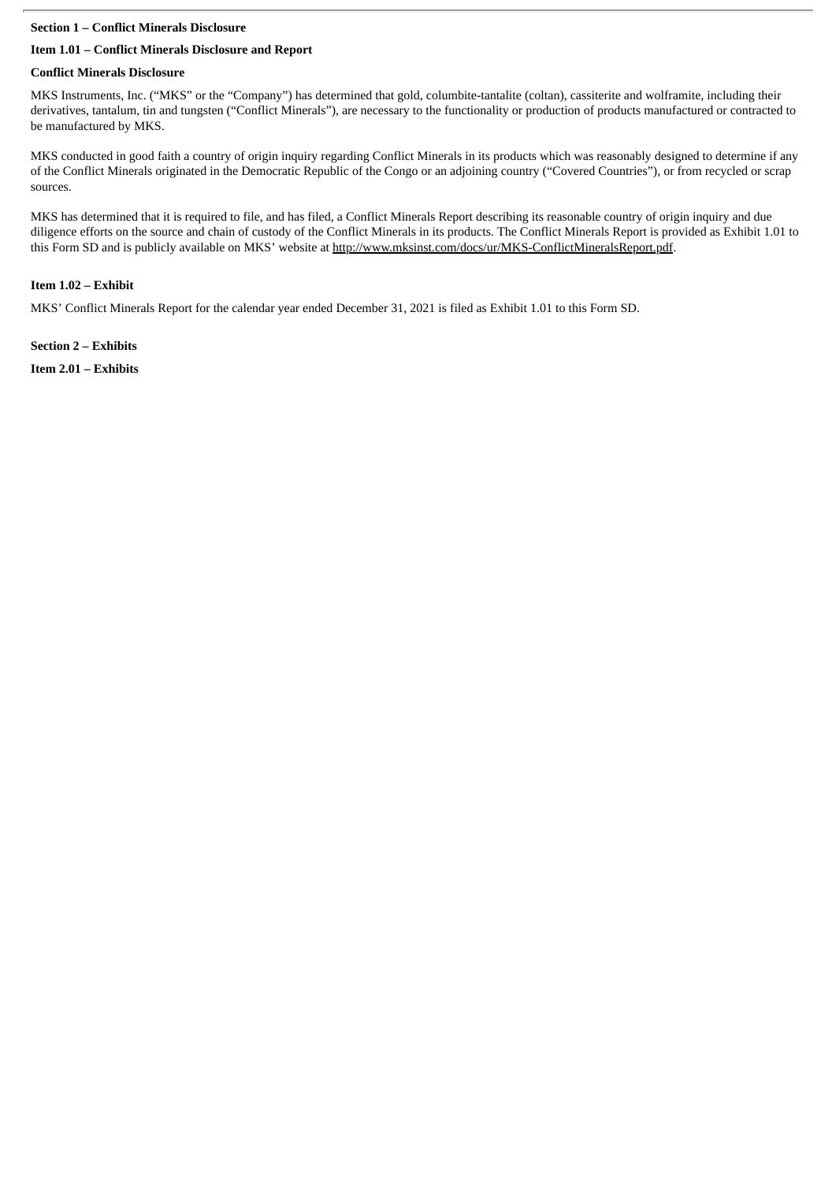**Section 1 – Conflict Minerals Disclosure**

**Item 1.01 – Conflict Minerals Disclosure and Report**

**Conflict Minerals Disclosure**

MKS Instruments, Inc. ("MKS" or the "Company") has determined that gold, columbite-tantalite (coltan), cassiterite and wolframite, including their derivatives, tantalum, tin and tungsten ("Conflict Minerals"), are necessary to the functionality or production of products manufactured or contracted to be manufactured by MKS.

MKS conducted in good faith a country of origin inquiry regarding Conflict Minerals in its products which was reasonably designed to determine if any of the Conflict Minerals originated in the Democratic Republic of the Congo or an adjoining country ("Covered Countries"), or from recycled or scrap sources.

MKS has determined that it is required to file, and has filed, a Conflict Minerals Report describing its reasonable country of origin inquiry and due diligence efforts on the source and chain of custody of the Conflict Minerals in its products. The Conflict Minerals Report is provided as Exhibit 1.01 to this Form SD and is publicly available on MKS' website at http://www.mksinst.com/docs/ur/MKS-ConflictMineralsReport.pdf.

**Item 1.02 – Exhibit**

MKS' Conflict Minerals Report for the calendar year ended December 31, 2021 is filed as Exhibit 1.01 to this Form SD.

**Section 2 – Exhibits**

**Item 2.01 – Exhibits**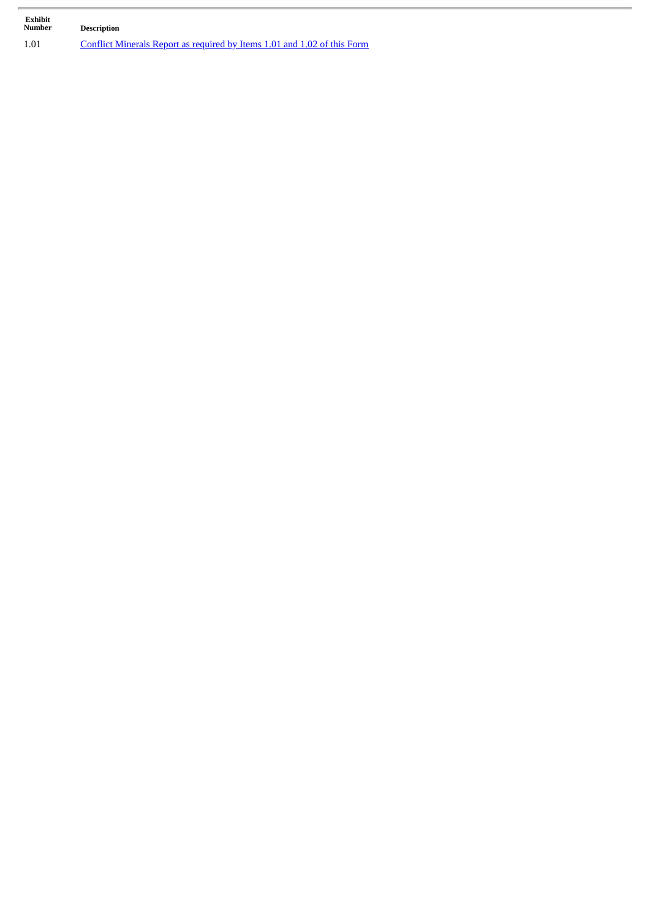| Exhibit Number | Description |
| --- | --- |
| 1.01 | Conflict Minerals Report as required by Items 1.01 and 1.02 of this Form |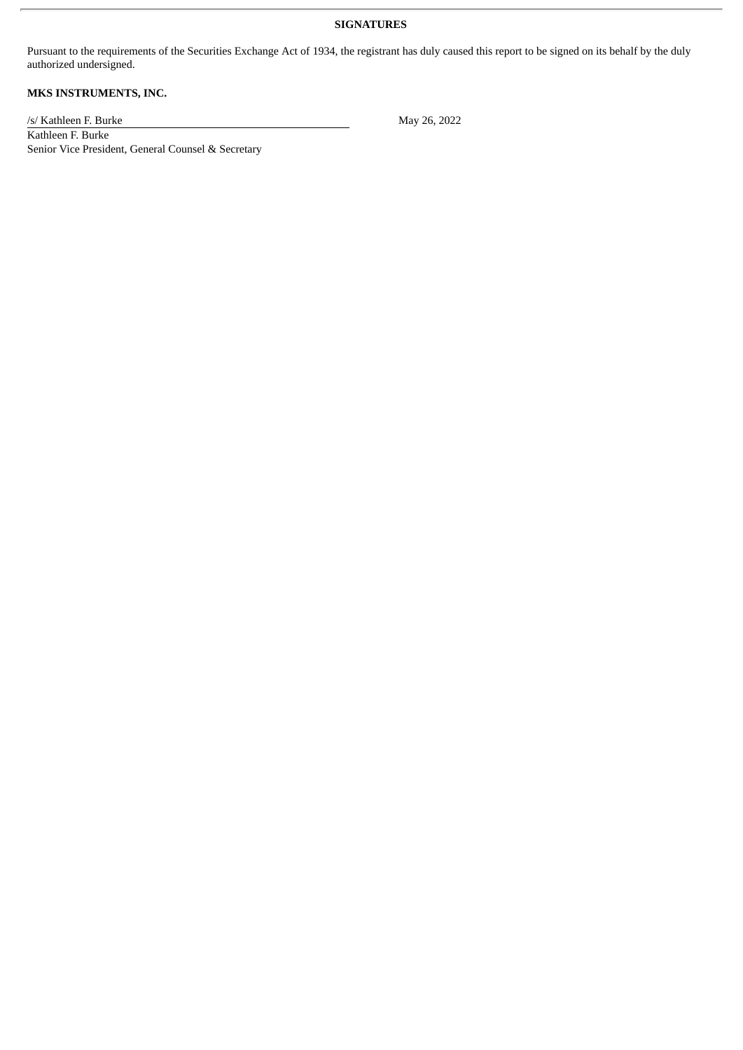**SIGNATURES**

Pursuant to the requirements of the Securities Exchange Act of 1934, the registrant has duly caused this report to be signed on its behalf by the duly authorized undersigned.

**MKS INSTRUMENTS, INC.**

/s/ Kathleen F. Burke

Kathleen F. Burke
Senior Vice President, General Counsel & Secretary

May 26, 2022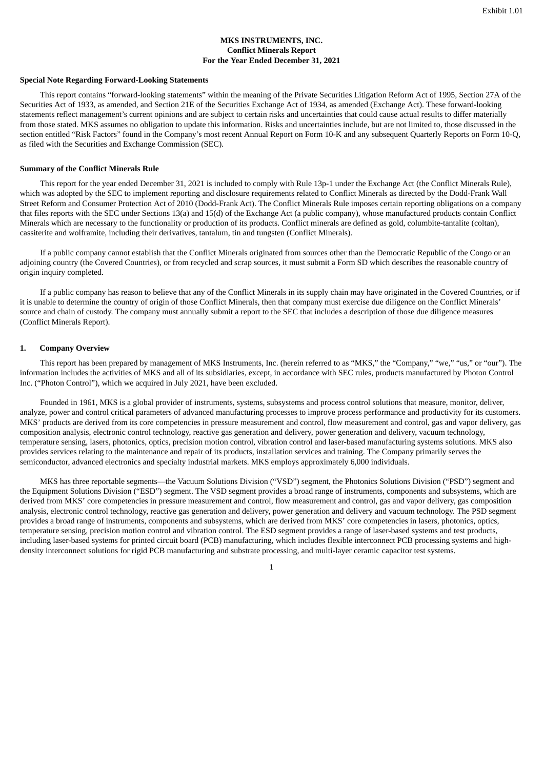Exhibit 1.01

**MKS INSTRUMENTS, INC.**
**Conflict Minerals Report**
**For the Year Ended December 31, 2021**

**Special Note Regarding Forward-Looking Statements**

This report contains "forward-looking statements" within the meaning of the Private Securities Litigation Reform Act of 1995, Section 27A of the Securities Act of 1933, as amended, and Section 21E of the Securities Exchange Act of 1934, as amended (Exchange Act). These forward-looking statements reflect management's current opinions and are subject to certain risks and uncertainties that could cause actual results to differ materially from those stated. MKS assumes no obligation to update this information. Risks and uncertainties include, but are not limited to, those discussed in the section entitled "Risk Factors" found in the Company's most recent Annual Report on Form 10-K and any subsequent Quarterly Reports on Form 10-Q, as filed with the Securities and Exchange Commission (SEC).

**Summary of the Conflict Minerals Rule**

This report for the year ended December 31, 2021 is included to comply with Rule 13p-1 under the Exchange Act (the Conflict Minerals Rule), which was adopted by the SEC to implement reporting and disclosure requirements related to Conflict Minerals as directed by the Dodd-Frank Wall Street Reform and Consumer Protection Act of 2010 (Dodd-Frank Act). The Conflict Minerals Rule imposes certain reporting obligations on a company that files reports with the SEC under Sections 13(a) and 15(d) of the Exchange Act (a public company), whose manufactured products contain Conflict Minerals which are necessary to the functionality or production of its products. Conflict minerals are defined as gold, columbite-tantalite (coltan), cassiterite and wolframite, including their derivatives, tantalum, tin and tungsten (Conflict Minerals).

If a public company cannot establish that the Conflict Minerals originated from sources other than the Democratic Republic of the Congo or an adjoining country (the Covered Countries), or from recycled and scrap sources, it must submit a Form SD which describes the reasonable country of origin inquiry completed.

If a public company has reason to believe that any of the Conflict Minerals in its supply chain may have originated in the Covered Countries, or if it is unable to determine the country of origin of those Conflict Minerals, then that company must exercise due diligence on the Conflict Minerals' source and chain of custody. The company must annually submit a report to the SEC that includes a description of those due diligence measures (Conflict Minerals Report).

**1. Company Overview**

This report has been prepared by management of MKS Instruments, Inc. (herein referred to as "MKS," the "Company," "we," "us," or "our"). The information includes the activities of MKS and all of its subsidiaries, except, in accordance with SEC rules, products manufactured by Photon Control Inc. ("Photon Control"), which we acquired in July 2021, have been excluded.

Founded in 1961, MKS is a global provider of instruments, systems, subsystems and process control solutions that measure, monitor, deliver, analyze, power and control critical parameters of advanced manufacturing processes to improve process performance and productivity for its customers. MKS' products are derived from its core competencies in pressure measurement and control, flow measurement and control, gas and vapor delivery, gas composition analysis, electronic control technology, reactive gas generation and delivery, power generation and delivery, vacuum technology, temperature sensing, lasers, photonics, optics, precision motion control, vibration control and laser-based manufacturing systems solutions. MKS also provides services relating to the maintenance and repair of its products, installation services and training. The Company primarily serves the semiconductor, advanced electronics and specialty industrial markets. MKS employs approximately 6,000 individuals.

MKS has three reportable segments—the Vacuum Solutions Division ("VSD") segment, the Photonics Solutions Division ("PSD") segment and the Equipment Solutions Division ("ESD") segment. The VSD segment provides a broad range of instruments, components and subsystems, which are derived from MKS' core competencies in pressure measurement and control, flow measurement and control, gas and vapor delivery, gas composition analysis, electronic control technology, reactive gas generation and delivery, power generation and delivery and vacuum technology. The PSD segment provides a broad range of instruments, components and subsystems, which are derived from MKS' core competencies in lasers, photonics, optics, temperature sensing, precision motion control and vibration control. The ESD segment provides a range of laser-based systems and test products, including laser-based systems for printed circuit board (PCB) manufacturing, which includes flexible interconnect PCB processing systems and high-density interconnect solutions for rigid PCB manufacturing and substrate processing, and multi-layer ceramic capacitor test systems.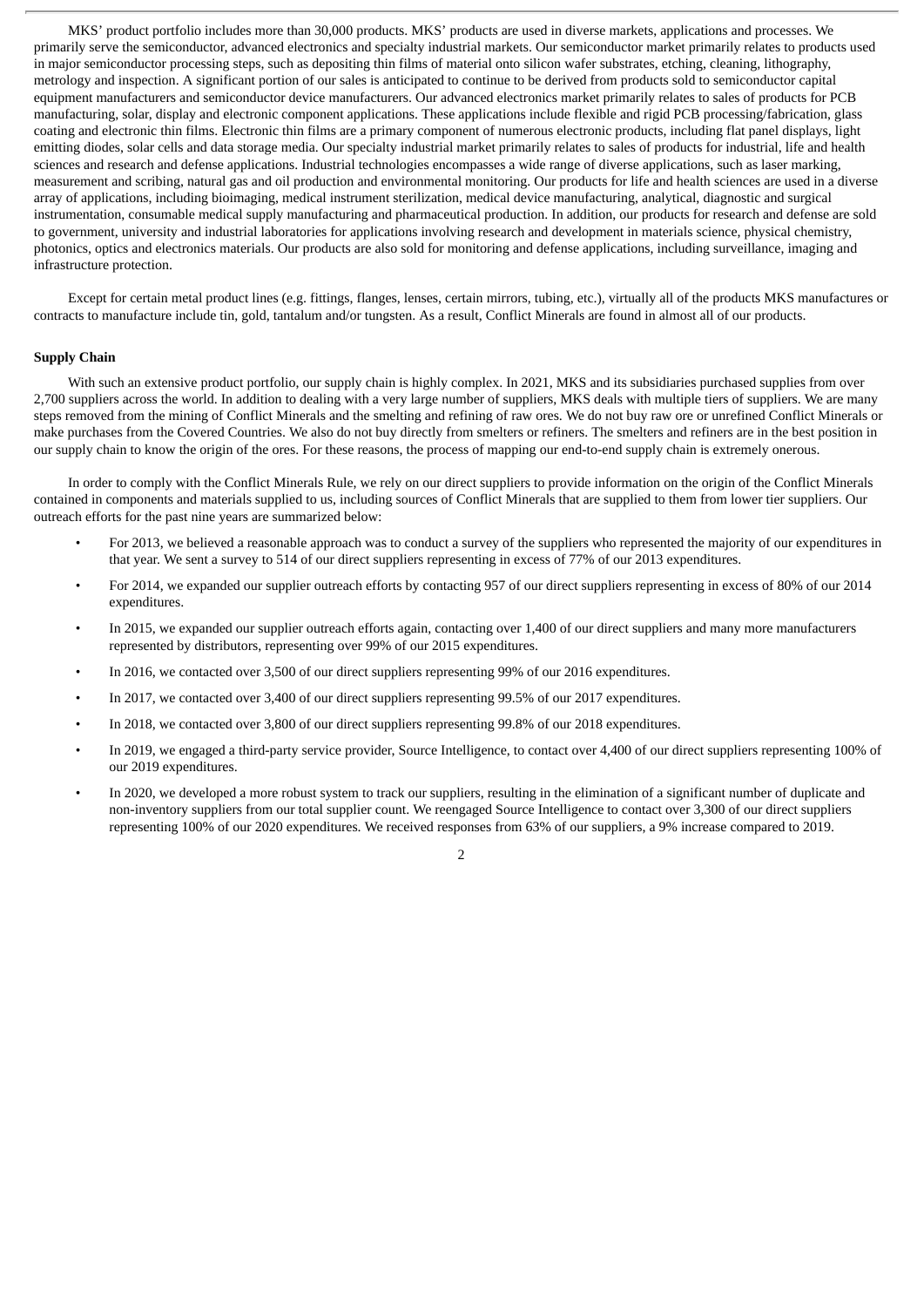MKS' product portfolio includes more than 30,000 products. MKS' products are used in diverse markets, applications and processes. We primarily serve the semiconductor, advanced electronics and specialty industrial markets. Our semiconductor market primarily relates to products used in major semiconductor processing steps, such as depositing thin films of material onto silicon wafer substrates, etching, cleaning, lithography, metrology and inspection. A significant portion of our sales is anticipated to continue to be derived from products sold to semiconductor capital equipment manufacturers and semiconductor device manufacturers. Our advanced electronics market primarily relates to sales of products for PCB manufacturing, solar, display and electronic component applications. These applications include flexible and rigid PCB processing/fabrication, glass coating and electronic thin films. Electronic thin films are a primary component of numerous electronic products, including flat panel displays, light emitting diodes, solar cells and data storage media. Our specialty industrial market primarily relates to sales of products for industrial, life and health sciences and research and defense applications. Industrial technologies encompasses a wide range of diverse applications, such as laser marking, measurement and scribing, natural gas and oil production and environmental monitoring. Our products for life and health sciences are used in a diverse array of applications, including bioimaging, medical instrument sterilization, medical device manufacturing, analytical, diagnostic and surgical instrumentation, consumable medical supply manufacturing and pharmaceutical production. In addition, our products for research and defense are sold to government, university and industrial laboratories for applications involving research and development in materials science, physical chemistry, photonics, optics and electronics materials. Our products are also sold for monitoring and defense applications, including surveillance, imaging and infrastructure protection.

Except for certain metal product lines (e.g. fittings, flanges, lenses, certain mirrors, tubing, etc.), virtually all of the products MKS manufactures or contracts to manufacture include tin, gold, tantalum and/or tungsten. As a result, Conflict Minerals are found in almost all of our products.

**Supply Chain**

With such an extensive product portfolio, our supply chain is highly complex. In 2021, MKS and its subsidiaries purchased supplies from over 2,700 suppliers across the world. In addition to dealing with a very large number of suppliers, MKS deals with multiple tiers of suppliers. We are many steps removed from the mining of Conflict Minerals and the smelting and refining of raw ores. We do not buy raw ore or unrefined Conflict Minerals or make purchases from the Covered Countries. We also do not buy directly from smelters or refiners. The smelters and refiners are in the best position in our supply chain to know the origin of the ores. For these reasons, the process of mapping our end-to-end supply chain is extremely onerous.

In order to comply with the Conflict Minerals Rule, we rely on our direct suppliers to provide information on the origin of the Conflict Minerals contained in components and materials supplied to us, including sources of Conflict Minerals that are supplied to them from lower tier suppliers. Our outreach efforts for the past nine years are summarized below:

- For 2013, we believed a reasonable approach was to conduct a survey of the suppliers who represented the majority of our expenditures in that year. We sent a survey to 514 of our direct suppliers representing in excess of 77% of our 2013 expenditures.
- For 2014, we expanded our supplier outreach efforts by contacting 957 of our direct suppliers representing in excess of 80% of our 2014 expenditures.
- In 2015, we expanded our supplier outreach efforts again, contacting over 1,400 of our direct suppliers and many more manufacturers represented by distributors, representing over 99% of our 2015 expenditures.
- In 2016, we contacted over 3,500 of our direct suppliers representing 99% of our 2016 expenditures.
- In 2017, we contacted over 3,400 of our direct suppliers representing 99.5% of our 2017 expenditures.
- In 2018, we contacted over 3,800 of our direct suppliers representing 99.8% of our 2018 expenditures.
- In 2019, we engaged a third-party service provider, Source Intelligence, to contact over 4,400 of our direct suppliers representing 100% of our 2019 expenditures.
- In 2020, we developed a more robust system to track our suppliers, resulting in the elimination of a significant number of duplicate and non-inventory suppliers from our total supplier count. We reengaged Source Intelligence to contact over 3,300 of our direct suppliers representing 100% of our 2020 expenditures. We received responses from 63% of our suppliers, a 9% increase compared to 2019.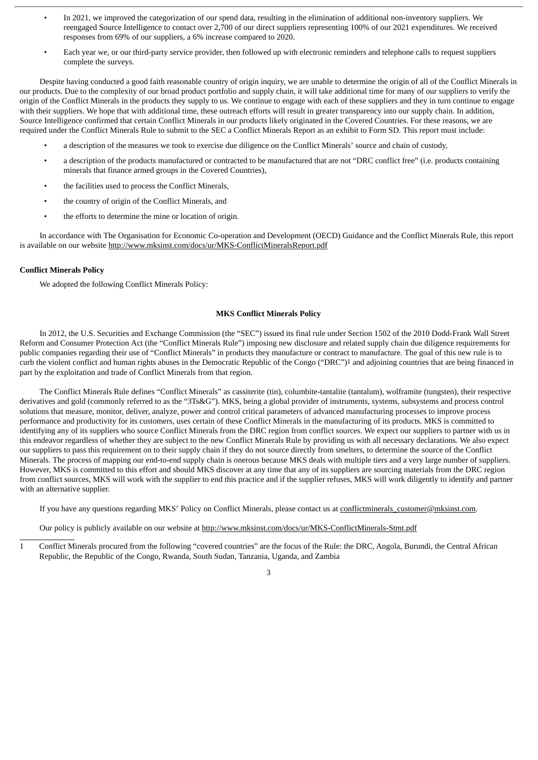- In 2021, we improved the categorization of our spend data, resulting in the elimination of additional non-inventory suppliers. We reengaged Source Intelligence to contact over 2,700 of our direct suppliers representing 100% of our 2021 expenditures. We received responses from 69% of our suppliers, a 6% increase compared to 2020.
- Each year we, or our third-party service provider, then followed up with electronic reminders and telephone calls to request suppliers complete the surveys.

Despite having conducted a good faith reasonable country of origin inquiry, we are unable to determine the origin of all of the Conflict Minerals in our products. Due to the complexity of our broad product portfolio and supply chain, it will take additional time for many of our suppliers to verify the origin of the Conflict Minerals in the products they supply to us. We continue to engage with each of these suppliers and they in turn continue to engage with their suppliers. We hope that with additional time, these outreach efforts will result in greater transparency into our supply chain. In addition, Source Intelligence confirmed that certain Conflict Minerals in our products likely originated in the Covered Countries. For these reasons, we are required under the Conflict Minerals Rule to submit to the SEC a Conflict Minerals Report as an exhibit to Form SD. This report must include:

- a description of the measures we took to exercise due diligence on the Conflict Minerals' source and chain of custody,
- a description of the products manufactured or contracted to be manufactured that are not "DRC conflict free" (i.e. products containing minerals that finance armed groups in the Covered Countries),
- the facilities used to process the Conflict Minerals,
- the country of origin of the Conflict Minerals, and
- the efforts to determine the mine or location of origin.

In accordance with The Organisation for Economic Co-operation and Development (OECD) Guidance and the Conflict Minerals Rule, this report is available on our website http://www.mksinst.com/docs/ur/MKS-ConflictMineralsReport.pdf

**Conflict Minerals Policy**

We adopted the following Conflict Minerals Policy:

**MKS Conflict Minerals Policy**

In 2012, the U.S. Securities and Exchange Commission (the "SEC") issued its final rule under Section 1502 of the 2010 Dodd-Frank Wall Street Reform and Consumer Protection Act (the "Conflict Minerals Rule") imposing new disclosure and related supply chain due diligence requirements for public companies regarding their use of "Conflict Minerals" in products they manufacture or contract to manufacture. The goal of this new rule is to curb the violent conflict and human rights abuses in the Democratic Republic of the Congo ("DRC")[1] and adjoining countries that are being financed in part by the exploitation and trade of Conflict Minerals from that region.

The Conflict Minerals Rule defines "Conflict Minerals" as cassiterite (tin), columbite-tantalite (tantalum), wolframite (tungsten), their respective derivatives and gold (commonly referred to as the "3Ts&G"). MKS, being a global provider of instruments, systems, subsystems and process control solutions that measure, monitor, deliver, analyze, power and control critical parameters of advanced manufacturing processes to improve process performance and productivity for its customers, uses certain of these Conflict Minerals in the manufacturing of its products. MKS is committed to identifying any of its suppliers who source Conflict Minerals from the DRC region from conflict sources. We expect our suppliers to partner with us in this endeavor regardless of whether they are subject to the new Conflict Minerals Rule by providing us with all necessary declarations. We also expect our suppliers to pass this requirement on to their supply chain if they do not source directly from smelters, to determine the source of the Conflict Minerals. The process of mapping our end-to-end supply chain is onerous because MKS deals with multiple tiers and a very large number of suppliers. However, MKS is committed to this effort and should MKS discover at any time that any of its suppliers are sourcing materials from the DRC region from conflict sources, MKS will work with the supplier to end this practice and if the supplier refuses, MKS will work diligently to identify and partner with an alternative supplier.

If you have any questions regarding MKS' Policy on Conflict Minerals, please contact us at conflictminerals_customer@mksinst.com.

Our policy is publicly available on our website at http://www.mksinst.com/docs/ur/MKS-ConflictMinerals-Stmt.pdf

---

1 Conflict Minerals procured from the following "covered countries" are the focus of the Rule: the DRC, Angola, Burundi, the Central African Republic, the Republic of the Congo, Rwanda, South Sudan, Tanzania, Uganda, and Zambia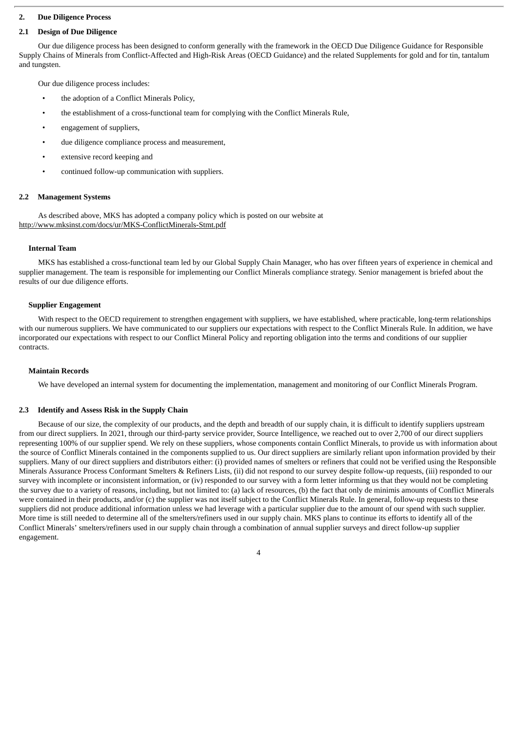## 2. Due Diligence Process

### 2.1 Design of Due Diligence

Our due diligence process has been designed to conform generally with the framework in the OECD Due Diligence Guidance for Responsible Supply Chains of Minerals from Conflict-Affected and High-Risk Areas (OECD Guidance) and the related Supplements for gold and for tin, tantalum and tungsten.

Our due diligence process includes:

- the adoption of a Conflict Minerals Policy,
- the establishment of a cross-functional team for complying with the Conflict Minerals Rule,
- engagement of suppliers,
- due diligence compliance process and measurement,
- extensive record keeping and
- continued follow-up communication with suppliers.

### 2.2 Management Systems

As described above, MKS has adopted a company policy which is posted on our website at http://www.mksinst.com/docs/ur/MKS-ConflictMinerals-Stmt.pdf

#### Internal Team

MKS has established a cross-functional team led by our Global Supply Chain Manager, who has over fifteen years of experience in chemical and supplier management. The team is responsible for implementing our Conflict Minerals compliance strategy. Senior management is briefed about the results of our due diligence efforts.

#### Supplier Engagement

With respect to the OECD requirement to strengthen engagement with suppliers, we have established, where practicable, long-term relationships with our numerous suppliers. We have communicated to our suppliers our expectations with respect to the Conflict Minerals Rule. In addition, we have incorporated our expectations with respect to our Conflict Mineral Policy and reporting obligation into the terms and conditions of our supplier contracts.

#### Maintain Records

We have developed an internal system for documenting the implementation, management and monitoring of our Conflict Minerals Program.

### 2.3 Identify and Assess Risk in the Supply Chain

Because of our size, the complexity of our products, and the depth and breadth of our supply chain, it is difficult to identify suppliers upstream from our direct suppliers. In 2021, through our third-party service provider, Source Intelligence, we reached out to over 2,700 of our direct suppliers representing 100% of our supplier spend. We rely on these suppliers, whose components contain Conflict Minerals, to provide us with information about the source of Conflict Minerals contained in the components supplied to us. Our direct suppliers are similarly reliant upon information provided by their suppliers. Many of our direct suppliers and distributors either: (i) provided names of smelters or refiners that could not be verified using the Responsible Minerals Assurance Process Conformant Smelters & Refiners Lists, (ii) did not respond to our survey despite follow-up requests, (iii) responded to our survey with incomplete or inconsistent information, or (iv) responded to our survey with a form letter informing us that they would not be completing the survey due to a variety of reasons, including, but not limited to: (a) lack of resources, (b) the fact that only de minimis amounts of Conflict Minerals were contained in their products, and/or (c) the supplier was not itself subject to the Conflict Minerals Rule. In general, follow-up requests to these suppliers did not produce additional information unless we had leverage with a particular supplier due to the amount of our spend with such supplier. More time is still needed to determine all of the smelters/refiners used in our supply chain. MKS plans to continue its efforts to identify all of the Conflict Minerals' smelters/refiners used in our supply chain through a combination of annual supplier surveys and direct follow-up supplier engagement.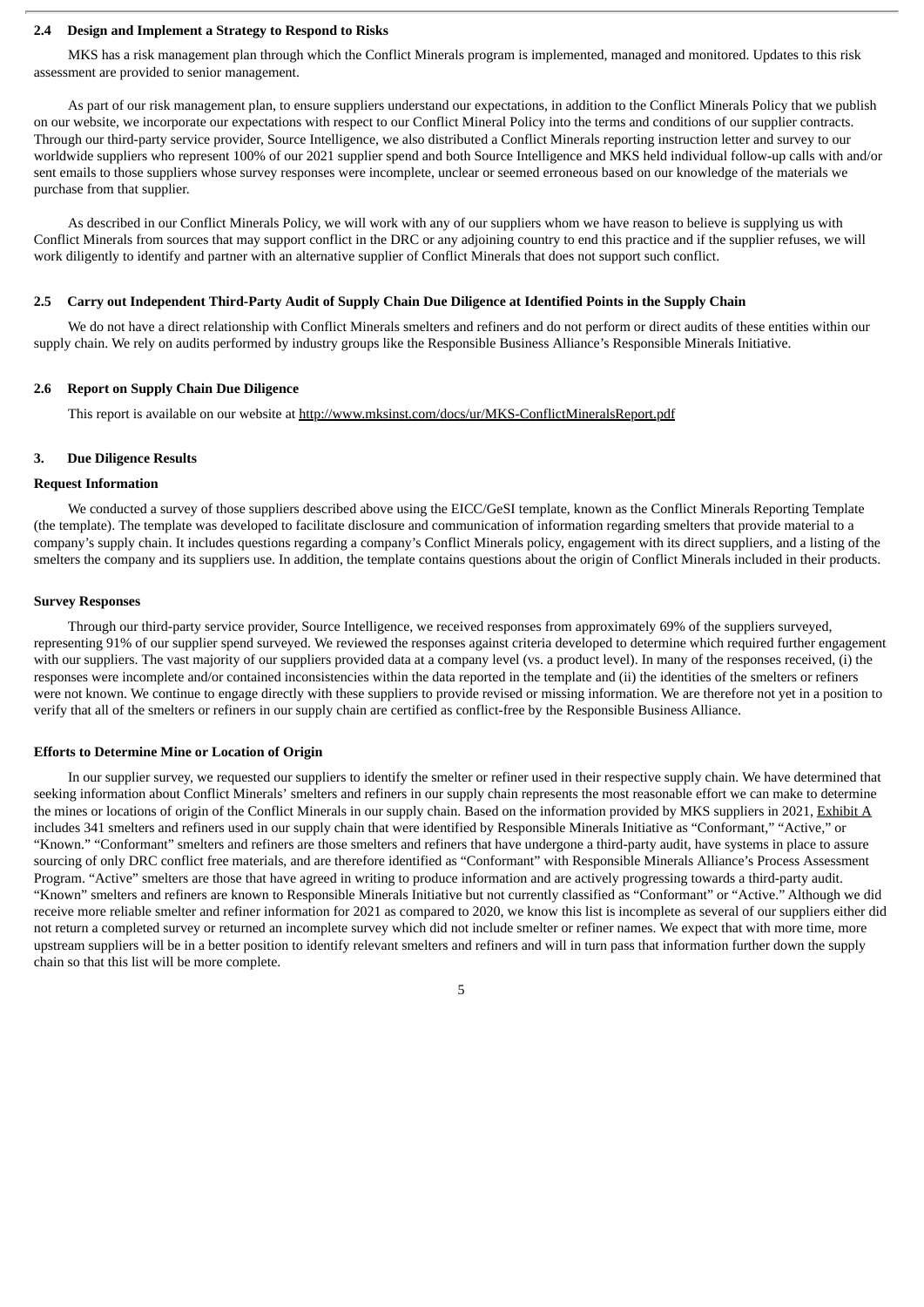### 2.4 Design and Implement a Strategy to Respond to Risks

MKS has a risk management plan through which the Conflict Minerals program is implemented, managed and monitored. Updates to this risk assessment are provided to senior management.

As part of our risk management plan, to ensure suppliers understand our expectations, in addition to the Conflict Minerals Policy that we publish on our website, we incorporate our expectations with respect to our Conflict Mineral Policy into the terms and conditions of our supplier contracts. Through our third-party service provider, Source Intelligence, we also distributed a Conflict Minerals reporting instruction letter and survey to our worldwide suppliers who represent 100% of our 2021 supplier spend and both Source Intelligence and MKS held individual follow-up calls with and/or sent emails to those suppliers whose survey responses were incomplete, unclear or seemed erroneous based on our knowledge of the materials we purchase from that supplier.

As described in our Conflict Minerals Policy, we will work with any of our suppliers whom we have reason to believe is supplying us with Conflict Minerals from sources that may support conflict in the DRC or any adjoining country to end this practice and if the supplier refuses, we will work diligently to identify and partner with an alternative supplier of Conflict Minerals that does not support such conflict.

### 2.5 Carry out Independent Third-Party Audit of Supply Chain Due Diligence at Identified Points in the Supply Chain

We do not have a direct relationship with Conflict Minerals smelters and refiners and do not perform or direct audits of these entities within our supply chain. We rely on audits performed by industry groups like the Responsible Business Alliance's Responsible Minerals Initiative.

### 2.6 Report on Supply Chain Due Diligence

This report is available on our website at http://www.mksinst.com/docs/ur/MKS-ConflictMineralsReport.pdf

## 3. Due Diligence Results

**Request Information**

We conducted a survey of those suppliers described above using the EICC/GeSI template, known as the Conflict Minerals Reporting Template (the template). The template was developed to facilitate disclosure and communication of information regarding smelters that provide material to a company's supply chain. It includes questions regarding a company's Conflict Minerals policy, engagement with its direct suppliers, and a listing of the smelters the company and its suppliers use. In addition, the template contains questions about the origin of Conflict Minerals included in their products.

**Survey Responses**

Through our third-party service provider, Source Intelligence, we received responses from approximately 69% of the suppliers surveyed, representing 91% of our supplier spend surveyed. We reviewed the responses against criteria developed to determine which required further engagement with our suppliers. The vast majority of our suppliers provided data at a company level (vs. a product level). In many of the responses received, (i) the responses were incomplete and/or contained inconsistencies within the data reported in the template and (ii) the identities of the smelters or refiners were not known. We continue to engage directly with these suppliers to provide revised or missing information. We are therefore not yet in a position to verify that all of the smelters or refiners in our supply chain are certified as conflict-free by the Responsible Business Alliance.

**Efforts to Determine Mine or Location of Origin**

In our supplier survey, we requested our suppliers to identify the smelter or refiner used in their respective supply chain. We have determined that seeking information about Conflict Minerals' smelters and refiners in our supply chain represents the most reasonable effort we can make to determine the mines or locations of origin of the Conflict Minerals in our supply chain. Based on the information provided by MKS suppliers in 2021, Exhibit A includes 341 smelters and refiners used in our supply chain that were identified by Responsible Minerals Initiative as "Conformant," "Active," or "Known." "Conformant" smelters and refiners are those smelters and refiners that have undergone a third-party audit, have systems in place to assure sourcing of only DRC conflict free materials, and are therefore identified as "Conformant" with Responsible Minerals Alliance's Process Assessment Program. "Active" smelters are those that have agreed in writing to produce information and are actively progressing towards a third-party audit. "Known" smelters and refiners are known to Responsible Minerals Initiative but not currently classified as "Conformant" or "Active." Although we did receive more reliable smelter and refiner information for 2021 as compared to 2020, we know this list is incomplete as several of our suppliers either did not return a completed survey or returned an incomplete survey which did not include smelter or refiner names. We expect that with more time, more upstream suppliers will be in a better position to identify relevant smelters and refiners and will in turn pass that information further down the supply chain so that this list will be more complete.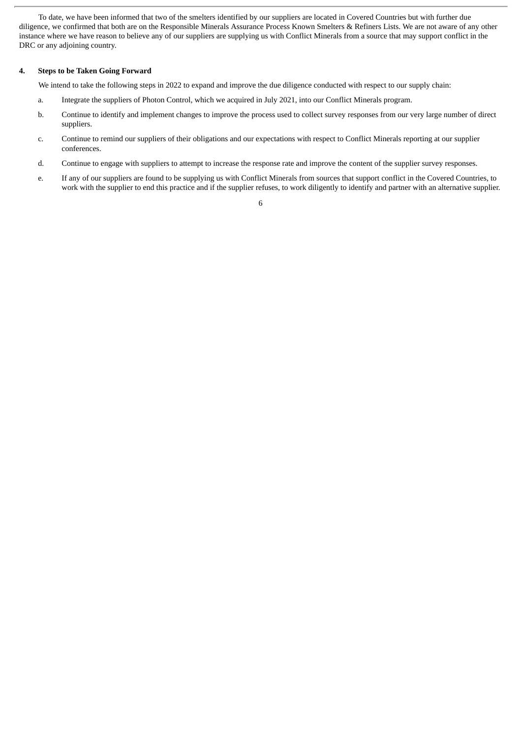To date, we have been informed that two of the smelters identified by our suppliers are located in Covered Countries but with further due diligence, we confirmed that both are on the Responsible Minerals Assurance Process Known Smelters & Refiners Lists. We are not aware of any other instance where we have reason to believe any of our suppliers are supplying us with Conflict Minerals from a source that may support conflict in the DRC or any adjoining country.

## 4. Steps to be Taken Going Forward

We intend to take the following steps in 2022 to expand and improve the due diligence conducted with respect to our supply chain:

a. Integrate the suppliers of Photon Control, which we acquired in July 2021, into our Conflict Minerals program.

b. Continue to identify and implement changes to improve the process used to collect survey responses from our very large number of direct suppliers.

c. Continue to remind our suppliers of their obligations and our expectations with respect to Conflict Minerals reporting at our supplier conferences.

d. Continue to engage with suppliers to attempt to increase the response rate and improve the content of the supplier survey responses.

e. If any of our suppliers are found to be supplying us with Conflict Minerals from sources that support conflict in the Covered Countries, to work with the supplier to end this practice and if the supplier refuses, to work diligently to identify and partner with an alternative supplier.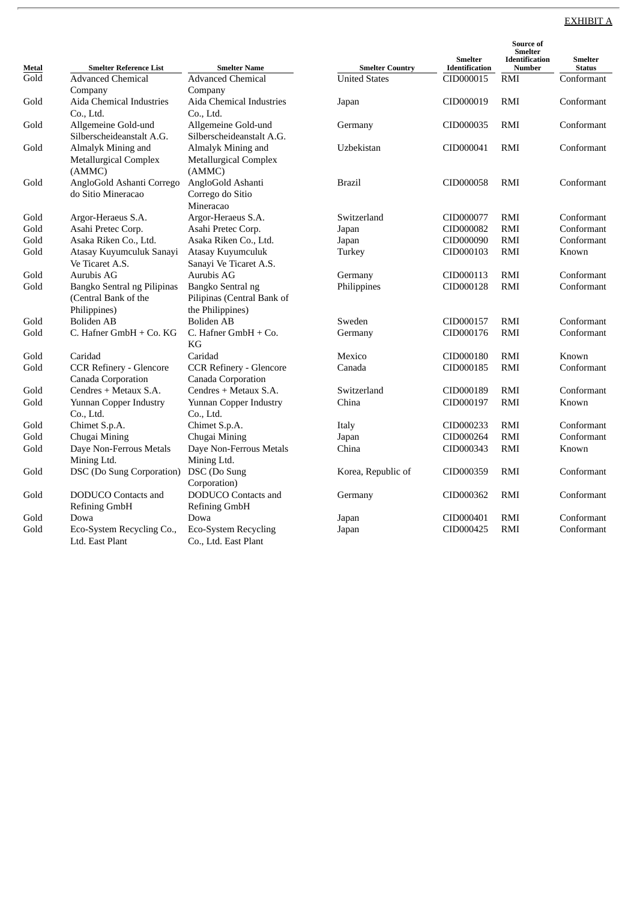EXHIBIT A

| Metal | Smelter Reference List | Smelter Name | Smelter Country | Smelter Identification | Source of Smelter Identification Number | Smelter Status |
|---|---|---|---|---|---|---|
| Gold | Advanced Chemical Company | Advanced Chemical Company | United States | CID000015 | RMI | Conformant |
| Gold | Aida Chemical Industries Co., Ltd. | Aida Chemical Industries Co., Ltd. | Japan | CID000019 | RMI | Conformant |
| Gold | Allgemeine Gold-und Silberscheideanstalt A.G. | Allgemeine Gold-und Silberscheideanstalt A.G. | Germany | CID000035 | RMI | Conformant |
| Gold | Almalyk Mining and Metallurgical Complex (AMMC) | Almalyk Mining and Metallurgical Complex (AMMC) | Uzbekistan | CID000041 | RMI | Conformant |
| Gold | AngloGold Ashanti Corrego do Sitio Mineracao | AngloGold Ashanti Corrego do Sitio Mineracao | Brazil | CID000058 | RMI | Conformant |
| Gold | Argor-Heraeus S.A. | Argor-Heraeus S.A. | Switzerland | CID000077 | RMI | Conformant |
| Gold | Asahi Pretec Corp. | Asahi Pretec Corp. | Japan | CID000082 | RMI | Conformant |
| Gold | Asaka Riken Co., Ltd. | Asaka Riken Co., Ltd. | Japan | CID000090 | RMI | Conformant |
| Gold | Atasay Kuyumculuk Sanayi Ve Ticaret A.S. | Atasay Kuyumculuk Sanayi Ve Ticaret A.S. | Turkey | CID000103 | RMI | Known |
| Gold | Aurubis AG | Aurubis AG | Germany | CID000113 | RMI | Conformant |
| Gold | Bangko Sentral ng Pilipinas (Central Bank of the Philippines) | Bangko Sentral ng Pilipinas (Central Bank of the Philippines) | Philippines | CID000128 | RMI | Conformant |
| Gold | Boliden AB | Boliden AB | Sweden | CID000157 | RMI | Conformant |
| Gold | C. Hafner GmbH + Co. KG | C. Hafner GmbH + Co. KG | Germany | CID000176 | RMI | Conformant |
| Gold | Caridad | Caridad | Mexico | CID000180 | RMI | Known |
| Gold | CCR Refinery - Glencore Canada Corporation | CCR Refinery - Glencore Canada Corporation | Canada | CID000185 | RMI | Conformant |
| Gold | Cendres + Metaux S.A. | Cendres + Metaux S.A. | Switzerland | CID000189 | RMI | Conformant |
| Gold | Yunnan Copper Industry Co., Ltd. | Yunnan Copper Industry Co., Ltd. | China | CID000197 | RMI | Known |
| Gold | Chimet S.p.A. | Chimet S.p.A. | Italy | CID000233 | RMI | Conformant |
| Gold | Chugai Mining | Chugai Mining | Japan | CID000264 | RMI | Conformant |
| Gold | Daye Non-Ferrous Metals Mining Ltd. | Daye Non-Ferrous Metals Mining Ltd. | China | CID000343 | RMI | Known |
| Gold | DSC (Do Sung Corporation) | DSC (Do Sung Corporation) | Korea, Republic of | CID000359 | RMI | Conformant |
| Gold | DODUCO Contacts and Refining GmbH | DODUCO Contacts and Refining GmbH | Germany | CID000362 | RMI | Conformant |
| Gold | Dowa | Dowa | Japan | CID000401 | RMI | Conformant |
| Gold | Eco-System Recycling Co., Ltd. East Plant | Eco-System Recycling Co., Ltd. East Plant | Japan | CID000425 | RMI | Conformant |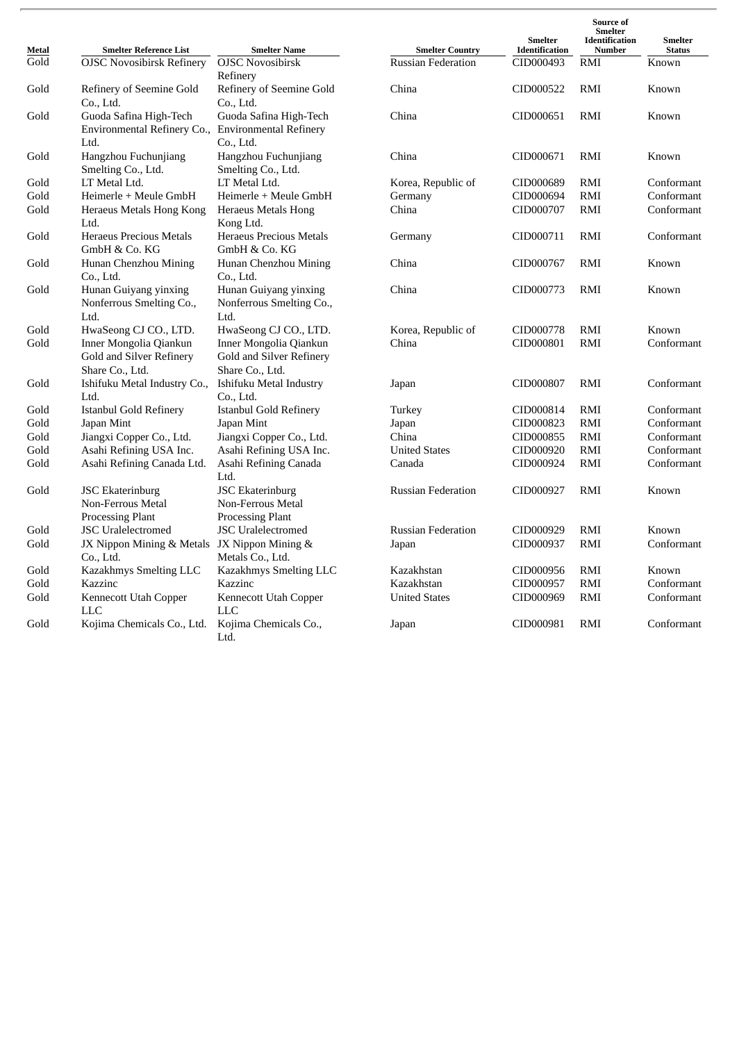| Metal | Smelter Reference List | Smelter Name | Smelter Country | Smelter Identification | Source of Smelter Identification Number | Smelter Status |
|---|---|---|---|---|---|---|
| Gold | OJSC Novosibirsk Refinery | OJSC Novosibirsk Refinery | Russian Federation | CID000493 | RMI | Known |
| Gold | Refinery of Seemine Gold Co., Ltd. | Refinery of Seemine Gold Co., Ltd. | China | CID000522 | RMI | Known |
| Gold | Guoda Safina High-Tech Environmental Refinery Co., Ltd. | Guoda Safina High-Tech Environmental Refinery Co., Ltd. | China | CID000651 | RMI | Known |
| Gold | Hangzhou Fuchunjiang Smelting Co., Ltd. | Hangzhou Fuchunjiang Smelting Co., Ltd. | China | CID000671 | RMI | Known |
| Gold | LT Metal Ltd. | LT Metal Ltd. | Korea, Republic of | CID000689 | RMI | Conformant |
| Gold | Heimerle + Meule GmbH | Heimerle + Meule GmbH | Germany | CID000694 | RMI | Conformant |
| Gold | Heraeus Metals Hong Kong Ltd. | Heraeus Metals Hong Kong Ltd. | China | CID000707 | RMI | Conformant |
| Gold | Heraeus Precious Metals GmbH & Co. KG | Heraeus Precious Metals GmbH & Co. KG | Germany | CID000711 | RMI | Conformant |
| Gold | Hunan Chenzhou Mining Co., Ltd. | Hunan Chenzhou Mining Co., Ltd. | China | CID000767 | RMI | Known |
| Gold | Hunan Guiyang yinxing Nonferrous Smelting Co., Ltd. | Hunan Guiyang yinxing Nonferrous Smelting Co., Ltd. | China | CID000773 | RMI | Known |
| Gold | HwaSeong CJ CO., LTD. | HwaSeong CJ CO., LTD. | Korea, Republic of | CID000778 | RMI | Known |
| Gold | Inner Mongolia Qiankun Gold and Silver Refinery Share Co., Ltd. | Inner Mongolia Qiankun Gold and Silver Refinery Share Co., Ltd. | China | CID000801 | RMI | Conformant |
| Gold | Ishifuku Metal Industry Co., Ltd. | Ishifuku Metal Industry Co., Ltd. | Japan | CID000807 | RMI | Conformant |
| Gold | Istanbul Gold Refinery | Istanbul Gold Refinery | Turkey | CID000814 | RMI | Conformant |
| Gold | Japan Mint | Japan Mint | Japan | CID000823 | RMI | Conformant |
| Gold | Jiangxi Copper Co., Ltd. | Jiangxi Copper Co., Ltd. | China | CID000855 | RMI | Conformant |
| Gold | Asahi Refining USA Inc. | Asahi Refining USA Inc. | United States | CID000920 | RMI | Conformant |
| Gold | Asahi Refining Canada Ltd. | Asahi Refining Canada Ltd. | Canada | CID000924 | RMI | Conformant |
| Gold | JSC Ekaterinburg Non-Ferrous Metal Processing Plant | JSC Ekaterinburg Non-Ferrous Metal Processing Plant | Russian Federation | CID000927 | RMI | Known |
| Gold | JSC Uralelectromed | JSC Uralelectromed | Russian Federation | CID000929 | RMI | Known |
| Gold | JX Nippon Mining & Metals Co., Ltd. | JX Nippon Mining & Metals Co., Ltd. | Japan | CID000937 | RMI | Conformant |
| Gold | Kazakhmys Smelting LLC | Kazakhmys Smelting LLC | Kazakhstan | CID000956 | RMI | Known |
| Gold | Kazzinc | Kazzinc | Kazakhstan | CID000957 | RMI | Conformant |
| Gold | Kennecott Utah Copper LLC | Kennecott Utah Copper LLC | United States | CID000969 | RMI | Conformant |
| Gold | Kojima Chemicals Co., Ltd. | Kojima Chemicals Co., Ltd. | Japan | CID000981 | RMI | Conformant |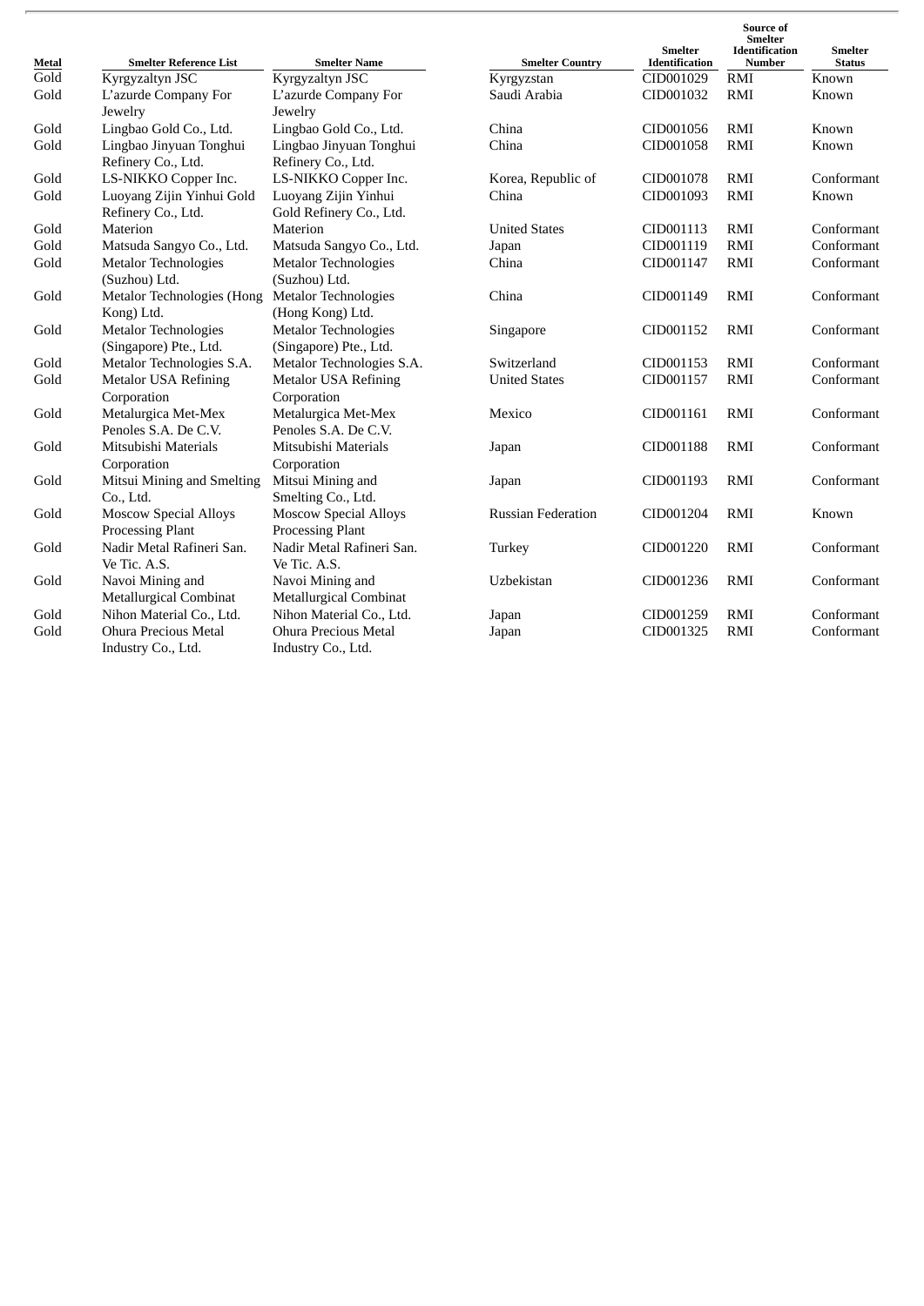| Metal | Smelter Reference List | Smelter Name | Smelter Country | Smelter Identification | Source of Smelter Identification Number | Smelter Status |
|---|---|---|---|---|---|---|
| Gold | Kyrgyzaltyn JSC | Kyrgyzaltyn JSC | Kyrgyzstan | CID001029 | RMI | Known |
| Gold | L'azurde Company For Jewelry | L'azurde Company For Jewelry | Saudi Arabia | CID001032 | RMI | Known |
| Gold | Lingbao Gold Co., Ltd. | Lingbao Gold Co., Ltd. | China | CID001056 | RMI | Known |
| Gold | Lingbao Jinyuan Tonghui Refinery Co., Ltd. | Lingbao Jinyuan Tonghui Refinery Co., Ltd. | China | CID001058 | RMI | Known |
| Gold | LS-NIKKO Copper Inc. | LS-NIKKO Copper Inc. | Korea, Republic of | CID001078 | RMI | Conformant |
| Gold | Luoyang Zijin Yinhui Gold Refinery Co., Ltd. | Luoyang Zijin Yinhui Gold Refinery Co., Ltd. | China | CID001093 | RMI | Known |
| Gold | Materion | Materion | United States | CID001113 | RMI | Conformant |
| Gold | Matsuda Sangyo Co., Ltd. | Matsuda Sangyo Co., Ltd. | Japan | CID001119 | RMI | Conformant |
| Gold | Metalor Technologies (Suzhou) Ltd. | Metalor Technologies (Suzhou) Ltd. | China | CID001147 | RMI | Conformant |
| Gold | Metalor Technologies (Hong Kong) Ltd. | Metalor Technologies (Hong Kong) Ltd. | China | CID001149 | RMI | Conformant |
| Gold | Metalor Technologies (Singapore) Pte., Ltd. | Metalor Technologies (Singapore) Pte., Ltd. | Singapore | CID001152 | RMI | Conformant |
| Gold | Metalor Technologies S.A. | Metalor Technologies S.A. | Switzerland | CID001153 | RMI | Conformant |
| Gold | Metalor USA Refining Corporation | Metalor USA Refining Corporation | United States | CID001157 | RMI | Conformant |
| Gold | Metalurgica Met-Mex Penoles S.A. De C.V. | Metalurgica Met-Mex Penoles S.A. De C.V. | Mexico | CID001161 | RMI | Conformant |
| Gold | Mitsubishi Materials Corporation | Mitsubishi Materials Corporation | Japan | CID001188 | RMI | Conformant |
| Gold | Mitsui Mining and Smelting Co., Ltd. | Mitsui Mining and Smelting Co., Ltd. | Japan | CID001193 | RMI | Conformant |
| Gold | Moscow Special Alloys Processing Plant | Moscow Special Alloys Processing Plant | Russian Federation | CID001204 | RMI | Known |
| Gold | Nadir Metal Rafineri San. Ve Tic. A.S. | Nadir Metal Rafineri San. Ve Tic. A.S. | Turkey | CID001220 | RMI | Conformant |
| Gold | Navoi Mining and Metallurgical Combinat | Navoi Mining and Metallurgical Combinat | Uzbekistan | CID001236 | RMI | Conformant |
| Gold | Nihon Material Co., Ltd. | Nihon Material Co., Ltd. | Japan | CID001259 | RMI | Conformant |
| Gold | Ohura Precious Metal Industry Co., Ltd. | Ohura Precious Metal Industry Co., Ltd. | Japan | CID001325 | RMI | Conformant |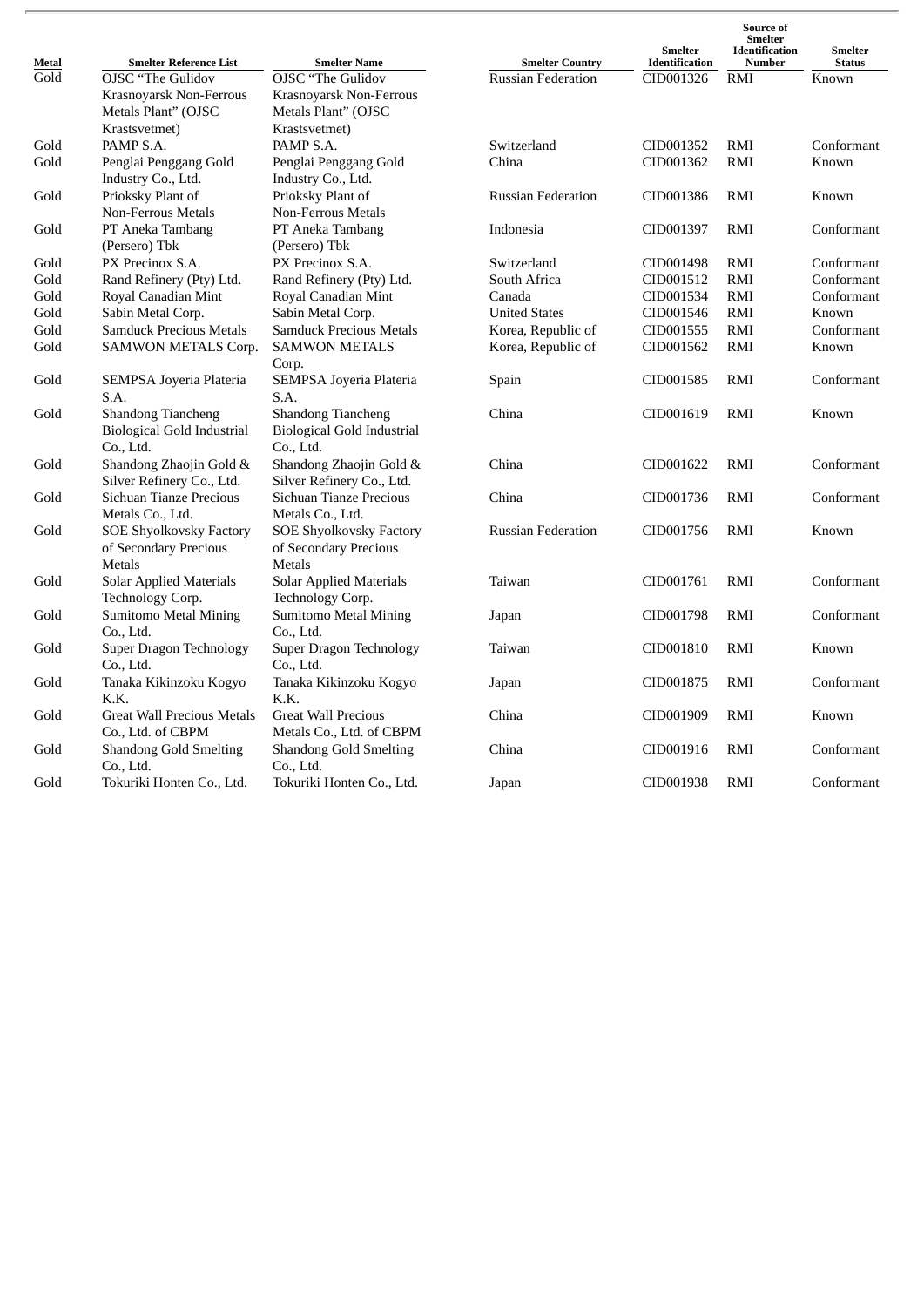| Metal | Smelter Reference List | Smelter Name | Smelter Country | Smelter Identification | Source of Smelter Identification Number | Smelter Status |
|---|---|---|---|---|---|---|
| Gold | OJSC "The Gulidov Krasnoyarsk Non-Ferrous Metals Plant" (OJSC Krastsvetmet) | OJSC "The Gulidov Krasnoyarsk Non-Ferrous Metals Plant" (OJSC Krastsvetmet) | Russian Federation | CID001326 | RMI | Known |
| Gold | PAMP S.A. | PAMP S.A. | Switzerland | CID001352 | RMI | Conformant |
| Gold | Penglai Penggang Gold Industry Co., Ltd. | Penglai Penggang Gold Industry Co., Ltd. | China | CID001362 | RMI | Known |
| Gold | Prioksky Plant of Non-Ferrous Metals | Prioksky Plant of Non-Ferrous Metals | Russian Federation | CID001386 | RMI | Known |
| Gold | PT Aneka Tambang (Persero) Tbk | PT Aneka Tambang (Persero) Tbk | Indonesia | CID001397 | RMI | Conformant |
| Gold | PX Precinox S.A. | PX Precinox S.A. | Switzerland | CID001498 | RMI | Conformant |
| Gold | Rand Refinery (Pty) Ltd. | Rand Refinery (Pty) Ltd. | South Africa | CID001512 | RMI | Conformant |
| Gold | Royal Canadian Mint | Royal Canadian Mint | Canada | CID001534 | RMI | Conformant |
| Gold | Sabin Metal Corp. | Sabin Metal Corp. | United States | CID001546 | RMI | Known |
| Gold | Samduck Precious Metals | Samduck Precious Metals | Korea, Republic of | CID001555 | RMI | Conformant |
| Gold | SAMWON METALS Corp. | SAMWON METALS Corp. | Korea, Republic of | CID001562 | RMI | Known |
| Gold | SEMPSA Joyeria Plateria S.A. | SEMPSA Joyeria Plateria S.A. | Spain | CID001585 | RMI | Conformant |
| Gold | Shandong Tiancheng Biological Gold Industrial Co., Ltd. | Shandong Tiancheng Biological Gold Industrial Co., Ltd. | China | CID001619 | RMI | Known |
| Gold | Shandong Zhaojin Gold & Silver Refinery Co., Ltd. | Shandong Zhaojin Gold & Silver Refinery Co., Ltd. | China | CID001622 | RMI | Conformant |
| Gold | Sichuan Tianze Precious Metals Co., Ltd. | Sichuan Tianze Precious Metals Co., Ltd. | China | CID001736 | RMI | Conformant |
| Gold | SOE Shyolkovsky Factory of Secondary Precious Metals | SOE Shyolkovsky Factory of Secondary Precious Metals | Russian Federation | CID001756 | RMI | Known |
| Gold | Solar Applied Materials Technology Corp. | Solar Applied Materials Technology Corp. | Taiwan | CID001761 | RMI | Conformant |
| Gold | Sumitomo Metal Mining Co., Ltd. | Sumitomo Metal Mining Co., Ltd. | Japan | CID001798 | RMI | Conformant |
| Gold | Super Dragon Technology Co., Ltd. | Super Dragon Technology Co., Ltd. | Taiwan | CID001810 | RMI | Known |
| Gold | Tanaka Kikinzoku Kogyo K.K. | Tanaka Kikinzoku Kogyo K.K. | Japan | CID001875 | RMI | Conformant |
| Gold | Great Wall Precious Metals Co., Ltd. of CBPM | Great Wall Precious Metals Co., Ltd. of CBPM | China | CID001909 | RMI | Known |
| Gold | Shandong Gold Smelting Co., Ltd. | Shandong Gold Smelting Co., Ltd. | China | CID001916 | RMI | Conformant |
| Gold | Tokuriki Honten Co., Ltd. | Tokuriki Honten Co., Ltd. | Japan | CID001938 | RMI | Conformant |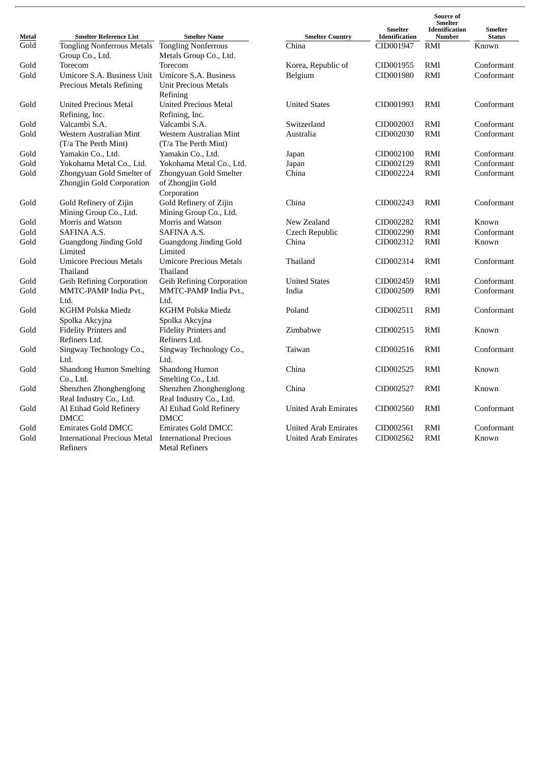| Metal | Smelter Reference List | Smelter Name | Smelter Country | Smelter Identification | Source of Smelter Identification Number | Smelter Status |
|---|---|---|---|---|---|---|
| Gold | Tongling Nonferrous Metals Group Co., Ltd. | Tongling Nonferrous Metals Group Co., Ltd. | China | CID001947 | RMI | Known |
| Gold | Torecom | Torecom | Korea, Republic of | CID001955 | RMI | Conformant |
| Gold | Umicore S.A. Business Unit Precious Metals Refining | Umicore S.A. Business Unit Precious Metals Refining | Belgium | CID001980 | RMI | Conformant |
| Gold | United Precious Metal Refining, Inc. | United Precious Metal Refining, Inc. | United States | CID001993 | RMI | Conformant |
| Gold | Valcambi S.A. | Valcambi S.A. | Switzerland | CID002003 | RMI | Conformant |
| Gold | Western Australian Mint (T/a The Perth Mint) | Western Australian Mint (T/a The Perth Mint) | Australia | CID002030 | RMI | Conformant |
| Gold | Yamakin Co., Ltd. | Yamakin Co., Ltd. | Japan | CID002100 | RMI | Conformant |
| Gold | Yokohama Metal Co., Ltd. | Yokohama Metal Co., Ltd. | Japan | CID002129 | RMI | Conformant |
| Gold | Zhongyuan Gold Smelter of Zhongjin Gold Corporation | Zhongyuan Gold Smelter of Zhongjin Gold Corporation | China | CID002224 | RMI | Conformant |
| Gold | Gold Refinery of Zijin Mining Group Co., Ltd. | Gold Refinery of Zijin Mining Group Co., Ltd. | China | CID002243 | RMI | Conformant |
| Gold | Morris and Watson | Morris and Watson | New Zealand | CID002282 | RMI | Known |
| Gold | SAFINA A.S. | SAFINA A.S. | Czech Republic | CID002290 | RMI | Conformant |
| Gold | Guangdong Jinding Gold Limited | Guangdong Jinding Gold Limited | China | CID002312 | RMI | Known |
| Gold | Umicore Precious Metals Thailand | Umicore Precious Metals Thailand | Thailand | CID002314 | RMI | Conformant |
| Gold | Geib Refining Corporation | Geib Refining Corporation | United States | CID002459 | RMI | Conformant |
| Gold | MMTC-PAMP India Pvt., Ltd. | MMTC-PAMP India Pvt., Ltd. | India | CID002509 | RMI | Conformant |
| Gold | KGHM Polska Miedz Spolka Akcyjna | KGHM Polska Miedz Spolka Akcyjna | Poland | CID002511 | RMI | Conformant |
| Gold | Fidelity Printers and Refiners Ltd. | Fidelity Printers and Refiners Ltd. | Zimbabwe | CID002515 | RMI | Known |
| Gold | Singway Technology Co., Ltd. | Singway Technology Co., Ltd. | Taiwan | CID002516 | RMI | Conformant |
| Gold | Shandong Humon Smelting Co., Ltd. | Shandong Humon Smelting Co., Ltd. | China | CID002525 | RMI | Known |
| Gold | Shenzhen Zhonghenglong Real Industry Co., Ltd. | Shenzhen Zhonghenglong Real Industry Co., Ltd. | China | CID002527 | RMI | Known |
| Gold | Al Etihad Gold Refinery DMCC | Al Etihad Gold Refinery DMCC | United Arab Emirates | CID002560 | RMI | Conformant |
| Gold | Emirates Gold DMCC | Emirates Gold DMCC | United Arab Emirates | CID002561 | RMI | Conformant |
| Gold | International Precious Metal Refiners | International Precious Metal Refiners | United Arab Emirates | CID002562 | RMI | Known |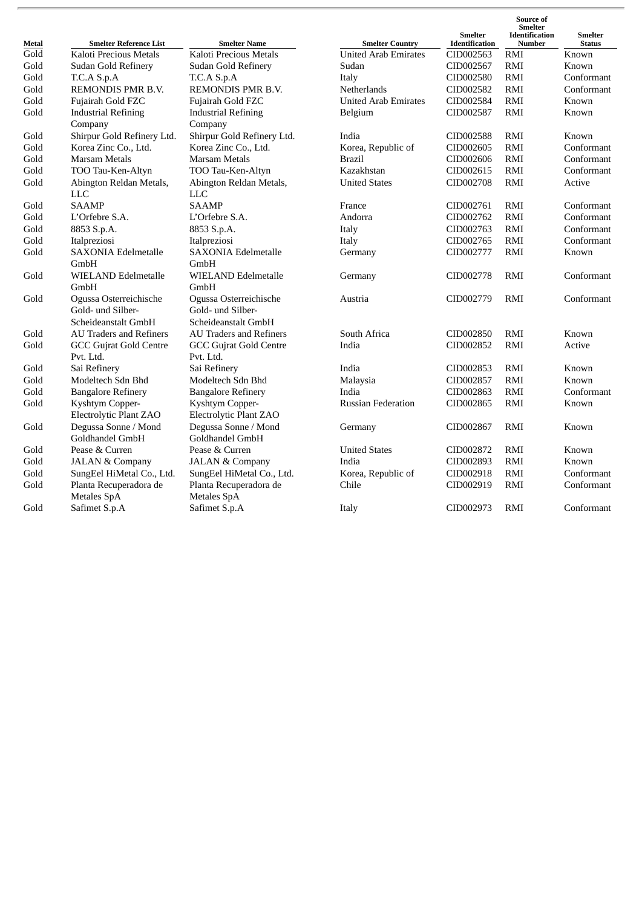| Metal | Smelter Reference List | Smelter Name | Smelter Country | Smelter Identification | Source of Smelter Identification Number | Smelter Status |
|---|---|---|---|---|---|---|
| Gold | Kaloti Precious Metals | Kaloti Precious Metals | United Arab Emirates | CID002563 | RMI | Known |
| Gold | Sudan Gold Refinery | Sudan Gold Refinery | Sudan | CID002567 | RMI | Known |
| Gold | T.C.A S.p.A | T.C.A S.p.A | Italy | CID002580 | RMI | Conformant |
| Gold | REMONDIS PMR B.V. | REMONDIS PMR B.V. | Netherlands | CID002582 | RMI | Conformant |
| Gold | Fujairah Gold FZC | Fujairah Gold FZC | United Arab Emirates | CID002584 | RMI | Known |
| Gold | Industrial Refining Company | Industrial Refining Company | Belgium | CID002587 | RMI | Known |
| Gold | Shirpur Gold Refinery Ltd. | Shirpur Gold Refinery Ltd. | India | CID002588 | RMI | Known |
| Gold | Korea Zinc Co., Ltd. | Korea Zinc Co., Ltd. | Korea, Republic of | CID002605 | RMI | Conformant |
| Gold | Marsam Metals | Marsam Metals | Brazil | CID002606 | RMI | Conformant |
| Gold | TOO Tau-Ken-Altyn | TOO Tau-Ken-Altyn | Kazakhstan | CID002615 | RMI | Conformant |
| Gold | Abington Reldan Metals, LLC | Abington Reldan Metals, LLC | United States | CID002708 | RMI | Active |
| Gold | SAAMP | SAAMP | France | CID002761 | RMI | Conformant |
| Gold | L'Orfebre S.A. | L'Orfebre S.A. | Andorra | CID002762 | RMI | Conformant |
| Gold | 8853 S.p.A. | 8853 S.p.A. | Italy | CID002763 | RMI | Conformant |
| Gold | Italpreziosi | Italpreziosi | Italy | CID002765 | RMI | Conformant |
| Gold | SAXONIA Edelmetalle GmbH | SAXONIA Edelmetalle GmbH | Germany | CID002777 | RMI | Known |
| Gold | WIELAND Edelmetalle GmbH | WIELAND Edelmetalle GmbH | Germany | CID002778 | RMI | Conformant |
| Gold | Ogussa Osterreichische Gold- und Silber-Scheideanstalt GmbH | Ogussa Osterreichische Gold- und Silber-Scheideanstalt GmbH | Austria | CID002779 | RMI | Conformant |
| Gold | AU Traders and Refiners | AU Traders and Refiners | South Africa | CID002850 | RMI | Known |
| Gold | GCC Gujrat Gold Centre Pvt. Ltd. | GCC Gujrat Gold Centre Pvt. Ltd. | India | CID002852 | RMI | Active |
| Gold | Sai Refinery | Sai Refinery | India | CID002853 | RMI | Known |
| Gold | Modeltech Sdn Bhd | Modeltech Sdn Bhd | Malaysia | CID002857 | RMI | Known |
| Gold | Bangalore Refinery | Bangalore Refinery | India | CID002863 | RMI | Conformant |
| Gold | Kyshtym Copper-Electrolytic Plant ZAO | Kyshtym Copper-Electrolytic Plant ZAO | Russian Federation | CID002865 | RMI | Known |
| Gold | Degussa Sonne / Mond Goldhandel GmbH | Degussa Sonne / Mond Goldhandel GmbH | Germany | CID002867 | RMI | Known |
| Gold | Pease & Curren | Pease & Curren | United States | CID002872 | RMI | Known |
| Gold | JALAN & Company | JALAN & Company | India | CID002893 | RMI | Known |
| Gold | SungEel HiMetal Co., Ltd. | SungEel HiMetal Co., Ltd. | Korea, Republic of | CID002918 | RMI | Conformant |
| Gold | Planta Recuperadora de Metales SpA | Planta Recuperadora de Metales SpA | Chile | CID002919 | RMI | Conformant |
| Gold | Safimet S.p.A | Safimet S.p.A | Italy | CID002973 | RMI | Conformant |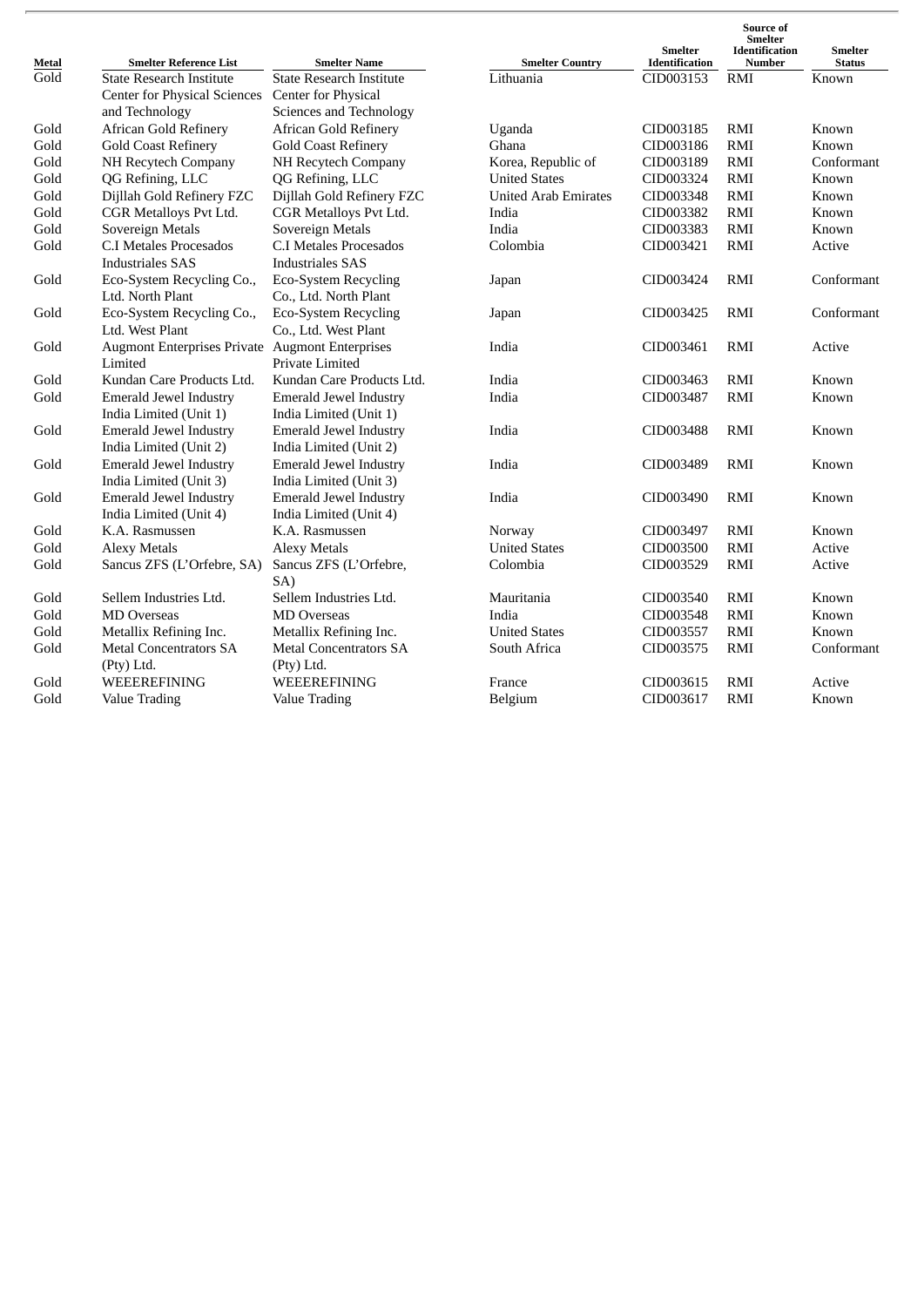| Metal | Smelter Reference List | Smelter Name | Smelter Country | Smelter Identification | Source of Smelter Identification Number | Smelter Status |
|---|---|---|---|---|---|---|
| Gold | State Research Institute Center for Physical Sciences and Technology | State Research Institute Center for Physical Sciences and Technology | Lithuania | CID003153 | RMI | Known |
| Gold | African Gold Refinery | African Gold Refinery | Uganda | CID003185 | RMI | Known |
| Gold | Gold Coast Refinery | Gold Coast Refinery | Ghana | CID003186 | RMI | Known |
| Gold | NH Recytech Company | NH Recytech Company | Korea, Republic of | CID003189 | RMI | Conformant |
| Gold | QG Refining, LLC | QG Refining, LLC | United States | CID003324 | RMI | Known |
| Gold | Dijllah Gold Refinery FZC | Dijllah Gold Refinery FZC | United Arab Emirates | CID003348 | RMI | Known |
| Gold | CGR Metalloys Pvt Ltd. | CGR Metalloys Pvt Ltd. | India | CID003382 | RMI | Known |
| Gold | Sovereign Metals | Sovereign Metals | India | CID003383 | RMI | Known |
| Gold | C.I Metales Procesados Industriales SAS | C.I Metales Procesados Industriales SAS | Colombia | CID003421 | RMI | Active |
| Gold | Eco-System Recycling Co., Ltd. North Plant | Eco-System Recycling Co., Ltd. North Plant | Japan | CID003424 | RMI | Conformant |
| Gold | Eco-System Recycling Co., Ltd. West Plant | Eco-System Recycling Co., Ltd. West Plant | Japan | CID003425 | RMI | Conformant |
| Gold | Augmont Enterprises Private Limited | Augmont Enterprises Private Limited | India | CID003461 | RMI | Active |
| Gold | Kundan Care Products Ltd. | Kundan Care Products Ltd. | India | CID003463 | RMI | Known |
| Gold | Emerald Jewel Industry India Limited (Unit 1) | Emerald Jewel Industry India Limited (Unit 1) | India | CID003487 | RMI | Known |
| Gold | Emerald Jewel Industry India Limited (Unit 2) | Emerald Jewel Industry India Limited (Unit 2) | India | CID003488 | RMI | Known |
| Gold | Emerald Jewel Industry India Limited (Unit 3) | Emerald Jewel Industry India Limited (Unit 3) | India | CID003489 | RMI | Known |
| Gold | Emerald Jewel Industry India Limited (Unit 4) | Emerald Jewel Industry India Limited (Unit 4) | India | CID003490 | RMI | Known |
| Gold | K.A. Rasmussen | K.A. Rasmussen | Norway | CID003497 | RMI | Known |
| Gold | Alexy Metals | Alexy Metals | United States | CID003500 | RMI | Active |
| Gold | Sancus ZFS (L'Orfebre, SA) | Sancus ZFS (L'Orfebre, SA) | Colombia | CID003529 | RMI | Active |
| Gold | Sellem Industries Ltd. | Sellem Industries Ltd. | Mauritania | CID003540 | RMI | Known |
| Gold | MD Overseas | MD Overseas | India | CID003548 | RMI | Known |
| Gold | Metallix Refining Inc. | Metallix Refining Inc. | United States | CID003557 | RMI | Known |
| Gold | Metal Concentrators SA (Pty) Ltd. | Metal Concentrators SA (Pty) Ltd. | South Africa | CID003575 | RMI | Conformant |
| Gold | WEEEREFINING | WEEEREFINING | France | CID003615 | RMI | Active |
| Gold | Value Trading | Value Trading | Belgium | CID003617 | RMI | Known |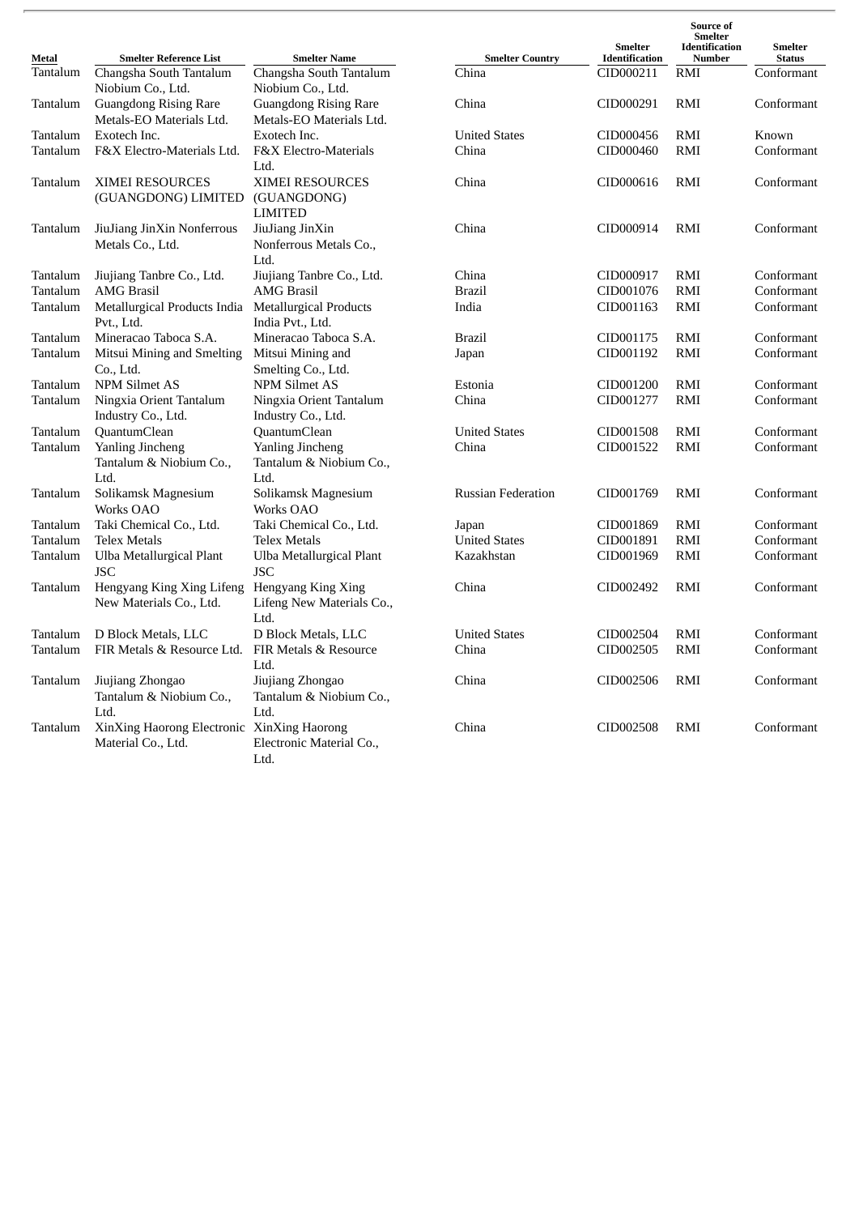| Metal | Smelter Reference List | Smelter Name | Smelter Country | Smelter Identification | Source of Smelter Identification Number | Smelter Status |
|---|---|---|---|---|---|---|
| Tantalum | Changsha South Tantalum Niobium Co., Ltd. | Changsha South Tantalum Niobium Co., Ltd. | China | CID000211 | RMI | Conformant |
| Tantalum | Guangdong Rising Rare Metals-EO Materials Ltd. | Guangdong Rising Rare Metals-EO Materials Ltd. | China | CID000291 | RMI | Conformant |
| Tantalum | Exotech Inc. | Exotech Inc. | United States | CID000456 | RMI | Known |
| Tantalum | F&X Electro-Materials Ltd. | F&X Electro-Materials Ltd. | China | CID000460 | RMI | Conformant |
| Tantalum | XIMEI RESOURCES (GUANGDONG) LIMITED | XIMEI RESOURCES (GUANGDONG) LIMITED | China | CID000616 | RMI | Conformant |
| Tantalum | JiuJiang JinXin Nonferrous Metals Co., Ltd. | JiuJiang JinXin Nonferrous Metals Co., Ltd. | China | CID000914 | RMI | Conformant |
| Tantalum | Jiujiang Tanbre Co., Ltd. | Jiujiang Tanbre Co., Ltd. | China | CID000917 | RMI | Conformant |
| Tantalum | AMG Brasil | AMG Brasil | Brazil | CID001076 | RMI | Conformant |
| Tantalum | Metallurgical Products India Pvt., Ltd. | Metallurgical Products India Pvt., Ltd. | India | CID001163 | RMI | Conformant |
| Tantalum | Mineracao Taboca S.A. | Mineracao Taboca S.A. | Brazil | CID001175 | RMI | Conformant |
| Tantalum | Mitsui Mining and Smelting Co., Ltd. | Mitsui Mining and Smelting Co., Ltd. | Japan | CID001192 | RMI | Conformant |
| Tantalum | NPM Silmet AS | NPM Silmet AS | Estonia | CID001200 | RMI | Conformant |
| Tantalum | Ningxia Orient Tantalum Industry Co., Ltd. | Ningxia Orient Tantalum Industry Co., Ltd. | China | CID001277 | RMI | Conformant |
| Tantalum | QuantumClean | QuantumClean | United States | CID001508 | RMI | Conformant |
| Tantalum | Yanling Jincheng Tantalum & Niobium Co., Ltd. | Yanling Jincheng Tantalum & Niobium Co., Ltd. | China | CID001522 | RMI | Conformant |
| Tantalum | Solikamsk Magnesium Works OAO | Solikamsk Magnesium Works OAO | Russian Federation | CID001769 | RMI | Conformant |
| Tantalum | Taki Chemical Co., Ltd. | Taki Chemical Co., Ltd. | Japan | CID001869 | RMI | Conformant |
| Tantalum | Telex Metals | Telex Metals | United States | CID001891 | RMI | Conformant |
| Tantalum | Ulba Metallurgical Plant JSC | Ulba Metallurgical Plant JSC | Kazakhstan | CID001969 | RMI | Conformant |
| Tantalum | Hengyang King Xing Lifeng New Materials Co., Ltd. | Hengyang King Xing Lifeng New Materials Co., Ltd. | China | CID002492 | RMI | Conformant |
| Tantalum | D Block Metals, LLC | D Block Metals, LLC | United States | CID002504 | RMI | Conformant |
| Tantalum | FIR Metals & Resource Ltd. | FIR Metals & Resource Ltd. | China | CID002505 | RMI | Conformant |
| Tantalum | Jiujiang Zhongao Tantalum & Niobium Co., Ltd. | Jiujiang Zhongao Tantalum & Niobium Co., Ltd. | China | CID002506 | RMI | Conformant |
| Tantalum | XinXing Haorong Electronic Material Co., Ltd. | XinXing Haorong Electronic Material Co., Ltd. | China | CID002508 | RMI | Conformant |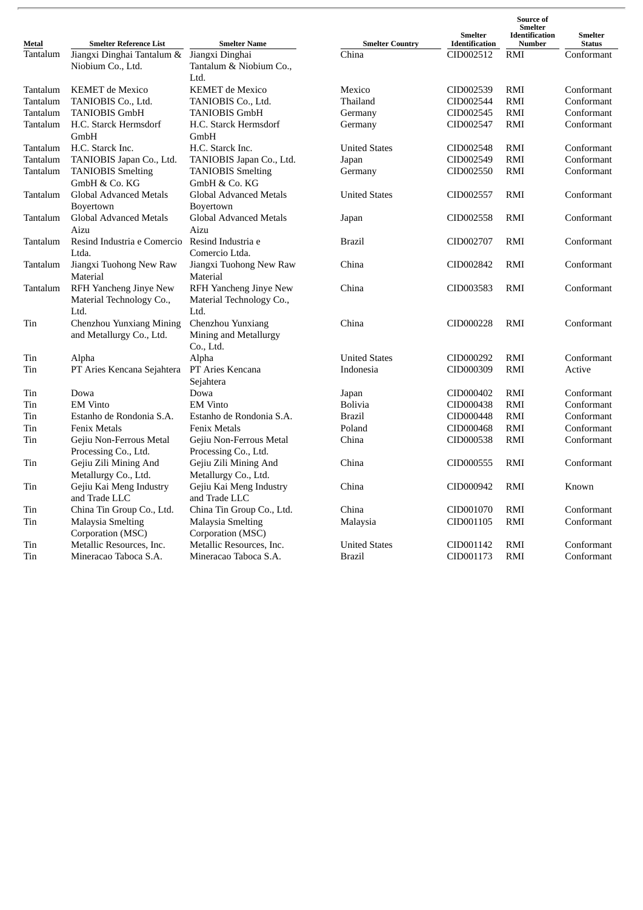| Metal | Smelter Reference List | Smelter Name | Smelter Country | Smelter Identification | Source of Smelter Identification Number | Smelter Status |
|---|---|---|---|---|---|---|
| Tantalum | Jiangxi Dinghai Tantalum & Niobium Co., Ltd. | Jiangxi Dinghai Tantalum & Niobium Co., Ltd. | China | CID002512 | RMI | Conformant |
| Tantalum | KEMET de Mexico | KEMET de Mexico | Mexico | CID002539 | RMI | Conformant |
| Tantalum | TANIOBIS Co., Ltd. | TANIOBIS Co., Ltd. | Thailand | CID002544 | RMI | Conformant |
| Tantalum | TANIOBIS GmbH | TANIOBIS GmbH | Germany | CID002545 | RMI | Conformant |
| Tantalum | H.C. Starck Hermsdorf GmbH | H.C. Starck Hermsdorf GmbH | Germany | CID002547 | RMI | Conformant |
| Tantalum | H.C. Starck Inc. | H.C. Starck Inc. | United States | CID002548 | RMI | Conformant |
| Tantalum | TANIOBIS Japan Co., Ltd. | TANIOBIS Japan Co., Ltd. | Japan | CID002549 | RMI | Conformant |
| Tantalum | TANIOBIS Smelting GmbH & Co. KG | TANIOBIS Smelting GmbH & Co. KG | Germany | CID002550 | RMI | Conformant |
| Tantalum | Global Advanced Metals Boyertown | Global Advanced Metals Boyertown | United States | CID002557 | RMI | Conformant |
| Tantalum | Global Advanced Metals Aizu | Global Advanced Metals Aizu | Japan | CID002558 | RMI | Conformant |
| Tantalum | Resind Industria e Comercio Ltda. | Resind Industria e Comercio Ltda. | Brazil | CID002707 | RMI | Conformant |
| Tantalum | Jiangxi Tuohong New Raw Material | Jiangxi Tuohong New Raw Material | China | CID002842 | RMI | Conformant |
| Tantalum | RFH Yancheng Jinye New Material Technology Co., Ltd. | RFH Yancheng Jinye New Material Technology Co., Ltd. | China | CID003583 | RMI | Conformant |
| Tin | Chenzhou Yunxiang Mining and Metallurgy Co., Ltd. | Chenzhou Yunxiang Mining and Metallurgy Co., Ltd. | China | CID000228 | RMI | Conformant |
| Tin | Alpha | Alpha | United States | CID000292 | RMI | Conformant |
| Tin | PT Aries Kencana Sejahtera | PT Aries Kencana Sejahtera | Indonesia | CID000309 | RMI | Active |
| Tin | Dowa | Dowa | Japan | CID000402 | RMI | Conformant |
| Tin | EM Vinto | EM Vinto | Bolivia | CID000438 | RMI | Conformant |
| Tin | Estanho de Rondonia S.A. | Estanho de Rondonia S.A. | Brazil | CID000448 | RMI | Conformant |
| Tin | Fenix Metals | Fenix Metals | Poland | CID000468 | RMI | Conformant |
| Tin | Gejiu Non-Ferrous Metal Processing Co., Ltd. | Gejiu Non-Ferrous Metal Processing Co., Ltd. | China | CID000538 | RMI | Conformant |
| Tin | Gejiu Zili Mining And Metallurgy Co., Ltd. | Gejiu Zili Mining And Metallurgy Co., Ltd. | China | CID000555 | RMI | Conformant |
| Tin | Gejiu Kai Meng Industry and Trade LLC | Gejiu Kai Meng Industry and Trade LLC | China | CID000942 | RMI | Known |
| Tin | China Tin Group Co., Ltd. | China Tin Group Co., Ltd. | China | CID001070 | RMI | Conformant |
| Tin | Malaysia Smelting Corporation (MSC) | Malaysia Smelting Corporation (MSC) | Malaysia | CID001105 | RMI | Conformant |
| Tin | Metallic Resources, Inc. | Metallic Resources, Inc. | United States | CID001142 | RMI | Conformant |
| Tin | Mineracao Taboca S.A. | Mineracao Taboca S.A. | Brazil | CID001173 | RMI | Conformant |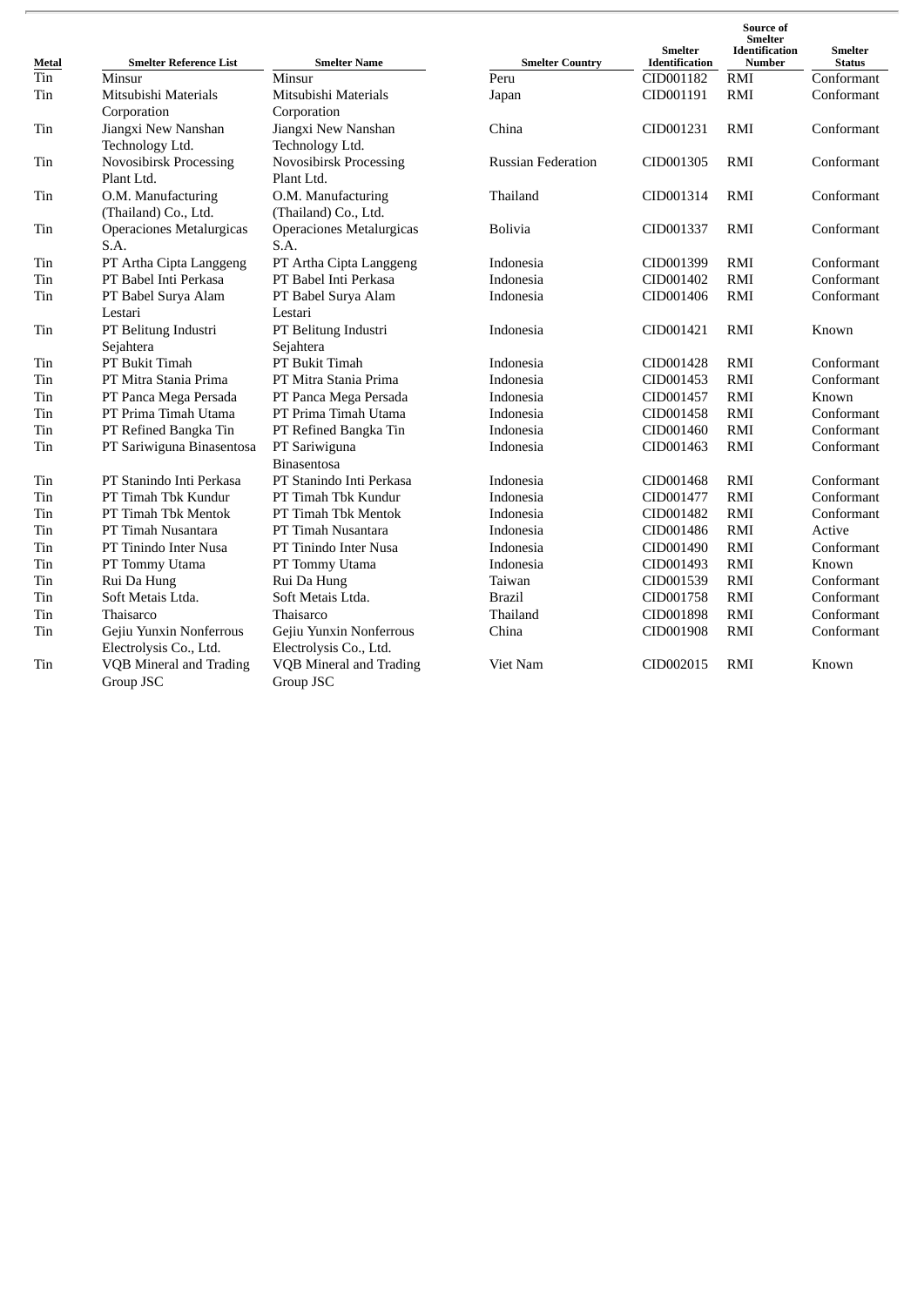| Metal | Smelter Reference List | Smelter Name | Smelter Country | Smelter Identification | Source of Smelter Identification Number | Smelter Status |
|---|---|---|---|---|---|---|
| Tin | Minsur | Minsur | Peru | CID001182 | RMI | Conformant |
| Tin | Mitsubishi Materials Corporation | Mitsubishi Materials Corporation | Japan | CID001191 | RMI | Conformant |
| Tin | Jiangxi New Nanshan Technology Ltd. | Jiangxi New Nanshan Technology Ltd. | China | CID001231 | RMI | Conformant |
| Tin | Novosibirsk Processing Plant Ltd. | Novosibirsk Processing Plant Ltd. | Russian Federation | CID001305 | RMI | Conformant |
| Tin | O.M. Manufacturing (Thailand) Co., Ltd. | O.M. Manufacturing (Thailand) Co., Ltd. | Thailand | CID001314 | RMI | Conformant |
| Tin | Operaciones Metalurgicas S.A. | Operaciones Metalurgicas S.A. | Bolivia | CID001337 | RMI | Conformant |
| Tin | PT Artha Cipta Langgeng | PT Artha Cipta Langgeng | Indonesia | CID001399 | RMI | Conformant |
| Tin | PT Babel Inti Perkasa | PT Babel Inti Perkasa | Indonesia | CID001402 | RMI | Conformant |
| Tin | PT Babel Surya Alam Lestari | PT Babel Surya Alam Lestari | Indonesia | CID001406 | RMI | Conformant |
| Tin | PT Belitung Industri Sejahtera | PT Belitung Industri Sejahtera | Indonesia | CID001421 | RMI | Known |
| Tin | PT Bukit Timah | PT Bukit Timah | Indonesia | CID001428 | RMI | Conformant |
| Tin | PT Mitra Stania Prima | PT Mitra Stania Prima | Indonesia | CID001453 | RMI | Conformant |
| Tin | PT Panca Mega Persada | PT Panca Mega Persada | Indonesia | CID001457 | RMI | Known |
| Tin | PT Prima Timah Utama | PT Prima Timah Utama | Indonesia | CID001458 | RMI | Conformant |
| Tin | PT Refined Bangka Tin | PT Refined Bangka Tin | Indonesia | CID001460 | RMI | Conformant |
| Tin | PT Sariwiguna Binasentosa | PT Sariwiguna Binasentosa | Indonesia | CID001463 | RMI | Conformant |
| Tin | PT Stanindo Inti Perkasa | PT Stanindo Inti Perkasa | Indonesia | CID001468 | RMI | Conformant |
| Tin | PT Timah Tbk Kundur | PT Timah Tbk Kundur | Indonesia | CID001477 | RMI | Conformant |
| Tin | PT Timah Tbk Mentok | PT Timah Tbk Mentok | Indonesia | CID001482 | RMI | Conformant |
| Tin | PT Timah Nusantara | PT Timah Nusantara | Indonesia | CID001486 | RMI | Active |
| Tin | PT Tinindo Inter Nusa | PT Tinindo Inter Nusa | Indonesia | CID001490 | RMI | Conformant |
| Tin | PT Tommy Utama | PT Tommy Utama | Indonesia | CID001493 | RMI | Known |
| Tin | Rui Da Hung | Rui Da Hung | Taiwan | CID001539 | RMI | Conformant |
| Tin | Soft Metais Ltda. | Soft Metais Ltda. | Brazil | CID001758 | RMI | Conformant |
| Tin | Thaisarco | Thaisarco | Thailand | CID001898 | RMI | Conformant |
| Tin | Gejiu Yunxin Nonferrous Electrolysis Co., Ltd. | Gejiu Yunxin Nonferrous Electrolysis Co., Ltd. | China | CID001908 | RMI | Conformant |
| Tin | VQB Mineral and Trading Group JSC | VQB Mineral and Trading Group JSC | Viet Nam | CID002015 | RMI | Known |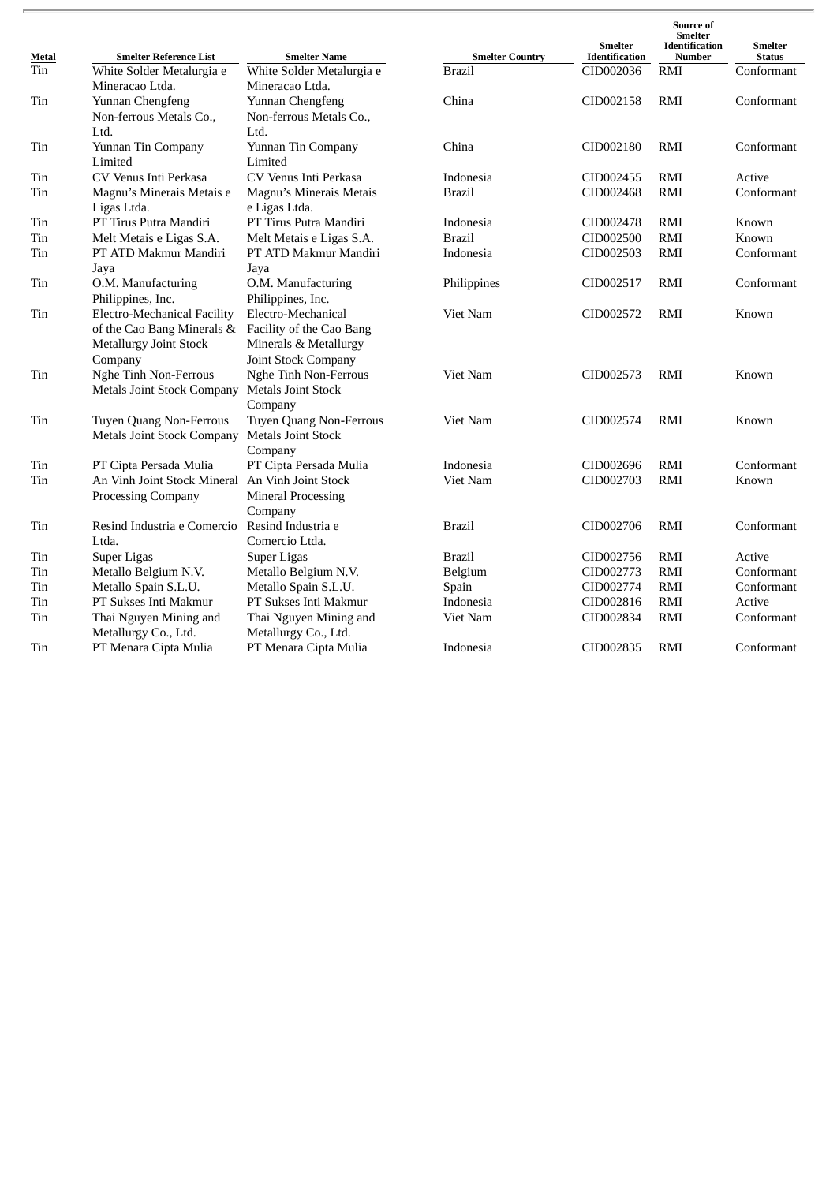| Metal | Smelter Reference List | Smelter Name | Smelter Country | Smelter Identification | Source of Smelter Identification Number | Smelter Status |
|---|---|---|---|---|---|---|
| Tin | White Solder Metalurgia e Mineracao Ltda. | White Solder Metalurgia e Mineracao Ltda. | Brazil | CID002036 | RMI | Conformant |
| Tin | Yunnan Chengfeng Non-ferrous Metals Co., Ltd. | Yunnan Chengfeng Non-ferrous Metals Co., Ltd. | China | CID002158 | RMI | Conformant |
| Tin | Yunnan Tin Company Limited | Yunnan Tin Company Limited | China | CID002180 | RMI | Conformant |
| Tin | CV Venus Inti Perkasa | CV Venus Inti Perkasa | Indonesia | CID002455 | RMI | Active |
| Tin | Magnu's Minerais Metais e Ligas Ltda. | Magnu's Minerais Metais e Ligas Ltda. | Brazil | CID002468 | RMI | Conformant |
| Tin | PT Tirus Putra Mandiri | PT Tirus Putra Mandiri | Indonesia | CID002478 | RMI | Known |
| Tin | Melt Metais e Ligas S.A. | Melt Metais e Ligas S.A. | Brazil | CID002500 | RMI | Known |
| Tin | PT ATD Makmur Mandiri Jaya | PT ATD Makmur Mandiri Jaya | Indonesia | CID002503 | RMI | Conformant |
| Tin | O.M. Manufacturing Philippines, Inc. | O.M. Manufacturing Philippines, Inc. | Philippines | CID002517 | RMI | Conformant |
| Tin | Electro-Mechanical Facility of the Cao Bang Minerals & Metallurgy Joint Stock Company | Electro-Mechanical Facility of the Cao Bang Minerals & Metallurgy Joint Stock Company | Viet Nam | CID002572 | RMI | Known |
| Tin | Nghe Tinh Non-Ferrous Metals Joint Stock Company | Nghe Tinh Non-Ferrous Metals Joint Stock Company | Viet Nam | CID002573 | RMI | Known |
| Tin | Tuyen Quang Non-Ferrous Metals Joint Stock Company | Tuyen Quang Non-Ferrous Metals Joint Stock Company | Viet Nam | CID002574 | RMI | Known |
| Tin | PT Cipta Persada Mulia | PT Cipta Persada Mulia | Indonesia | CID002696 | RMI | Conformant |
| Tin | An Vinh Joint Stock Mineral Processing Company | An Vinh Joint Stock Mineral Processing Company | Viet Nam | CID002703 | RMI | Known |
| Tin | Resind Industria e Comercio Ltda. | Resind Industria e Comercio Ltda. | Brazil | CID002706 | RMI | Conformant |
| Tin | Super Ligas | Super Ligas | Brazil | CID002756 | RMI | Active |
| Tin | Metallo Belgium N.V. | Metallo Belgium N.V. | Belgium | CID002773 | RMI | Conformant |
| Tin | Metallo Spain S.L.U. | Metallo Spain S.L.U. | Spain | CID002774 | RMI | Conformant |
| Tin | PT Sukses Inti Makmur | PT Sukses Inti Makmur | Indonesia | CID002816 | RMI | Active |
| Tin | Thai Nguyen Mining and Metallurgy Co., Ltd. | Thai Nguyen Mining and Metallurgy Co., Ltd. | Viet Nam | CID002834 | RMI | Conformant |
| Tin | PT Menara Cipta Mulia | PT Menara Cipta Mulia | Indonesia | CID002835 | RMI | Conformant |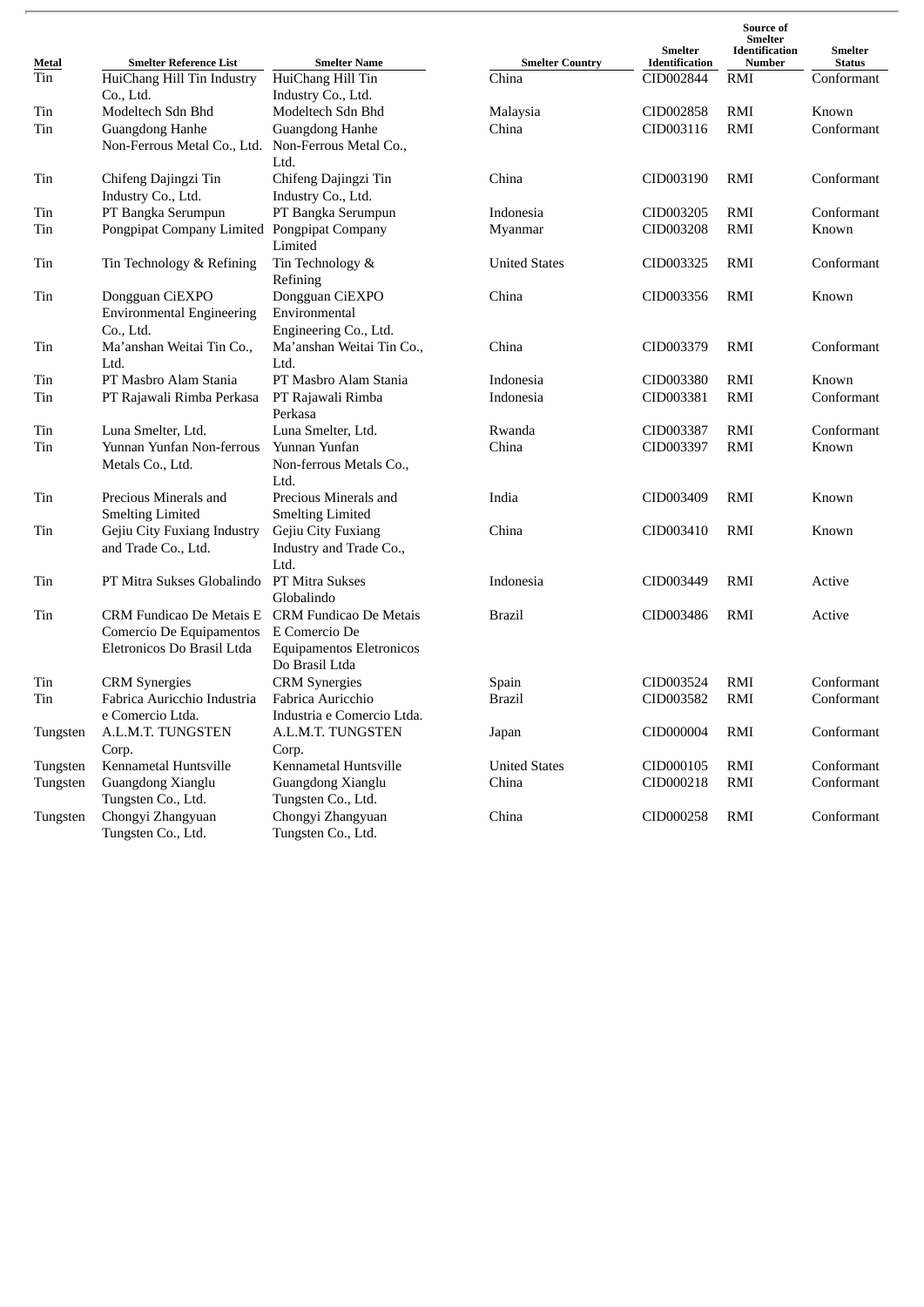| Metal | Smelter Reference List | Smelter Name | Smelter Country | Smelter Identification | Source of Smelter Identification Number | Smelter Status |
|---|---|---|---|---|---|---|
| Tin | HuiChang Hill Tin Industry Co., Ltd. | HuiChang Hill Tin Industry Co., Ltd. | China | CID002844 | RMI | Conformant |
| Tin | Modeltech Sdn Bhd | Modeltech Sdn Bhd | Malaysia | CID002858 | RMI | Known |
| Tin | Guangdong Hanhe Non-Ferrous Metal Co., Ltd. | Guangdong Hanhe Non-Ferrous Metal Co., Ltd. | China | CID003116 | RMI | Conformant |
| Tin | Chifeng Dajingzi Tin Industry Co., Ltd. | Chifeng Dajingzi Tin Industry Co., Ltd. | China | CID003190 | RMI | Conformant |
| Tin | PT Bangka Serumpun | PT Bangka Serumpun | Indonesia | CID003205 | RMI | Conformant |
| Tin | Pongpipat Company Limited | Pongpipat Company Limited | Myanmar | CID003208 | RMI | Known |
| Tin | Tin Technology & Refining | Tin Technology & Refining | United States | CID003325 | RMI | Conformant |
| Tin | Dongguan CiEXPO Environmental Engineering Co., Ltd. | Dongguan CiEXPO Environmental Engineering Co., Ltd. | China | CID003356 | RMI | Known |
| Tin | Ma'anshan Weitai Tin Co., Ltd. | Ma'anshan Weitai Tin Co., Ltd. | China | CID003379 | RMI | Conformant |
| Tin | PT Masbro Alam Stania | PT Masbro Alam Stania | Indonesia | CID003380 | RMI | Known |
| Tin | PT Rajawali Rimba Perkasa | PT Rajawali Rimba Perkasa | Indonesia | CID003381 | RMI | Conformant |
| Tin | Luna Smelter, Ltd. | Luna Smelter, Ltd. | Rwanda | CID003387 | RMI | Conformant |
| Tin | Yunnan Yunfan Non-ferrous Metals Co., Ltd. | Yunnan Yunfan Non-ferrous Metals Co., Ltd. | China | CID003397 | RMI | Known |
| Tin | Precious Minerals and Smelting Limited | Precious Minerals and Smelting Limited | India | CID003409 | RMI | Known |
| Tin | Gejiu City Fuxiang Industry and Trade Co., Ltd. | Gejiu City Fuxiang Industry and Trade Co., Ltd. | China | CID003410 | RMI | Known |
| Tin | PT Mitra Sukses Globalindo | PT Mitra Sukses Globalindo | Indonesia | CID003449 | RMI | Active |
| Tin | CRM Fundicao De Metais E Comercio De Equipamentos Eletronicos Do Brasil Ltda | CRM Fundicao De Metais E Comercio De Equipamentos Eletronicos Do Brasil Ltda | Brazil | CID003486 | RMI | Active |
| Tin | CRM Synergies | CRM Synergies | Spain | CID003524 | RMI | Conformant |
| Tin | Fabrica Auricchio Industria e Comercio Ltda. | Fabrica Auricchio Industria e Comercio Ltda. | Brazil | CID003582 | RMI | Conformant |
| Tungsten | A.L.M.T. TUNGSTEN Corp. | A.L.M.T. TUNGSTEN Corp. | Japan | CID000004 | RMI | Conformant |
| Tungsten | Kennametal Huntsville | Kennametal Huntsville | United States | CID000105 | RMI | Conformant |
| Tungsten | Guangdong Xianglu Tungsten Co., Ltd. | Guangdong Xianglu Tungsten Co., Ltd. | China | CID000218 | RMI | Conformant |
| Tungsten | Chongyi Zhangyuan Tungsten Co., Ltd. | Chongyi Zhangyuan Tungsten Co., Ltd. | China | CID000258 | RMI | Conformant |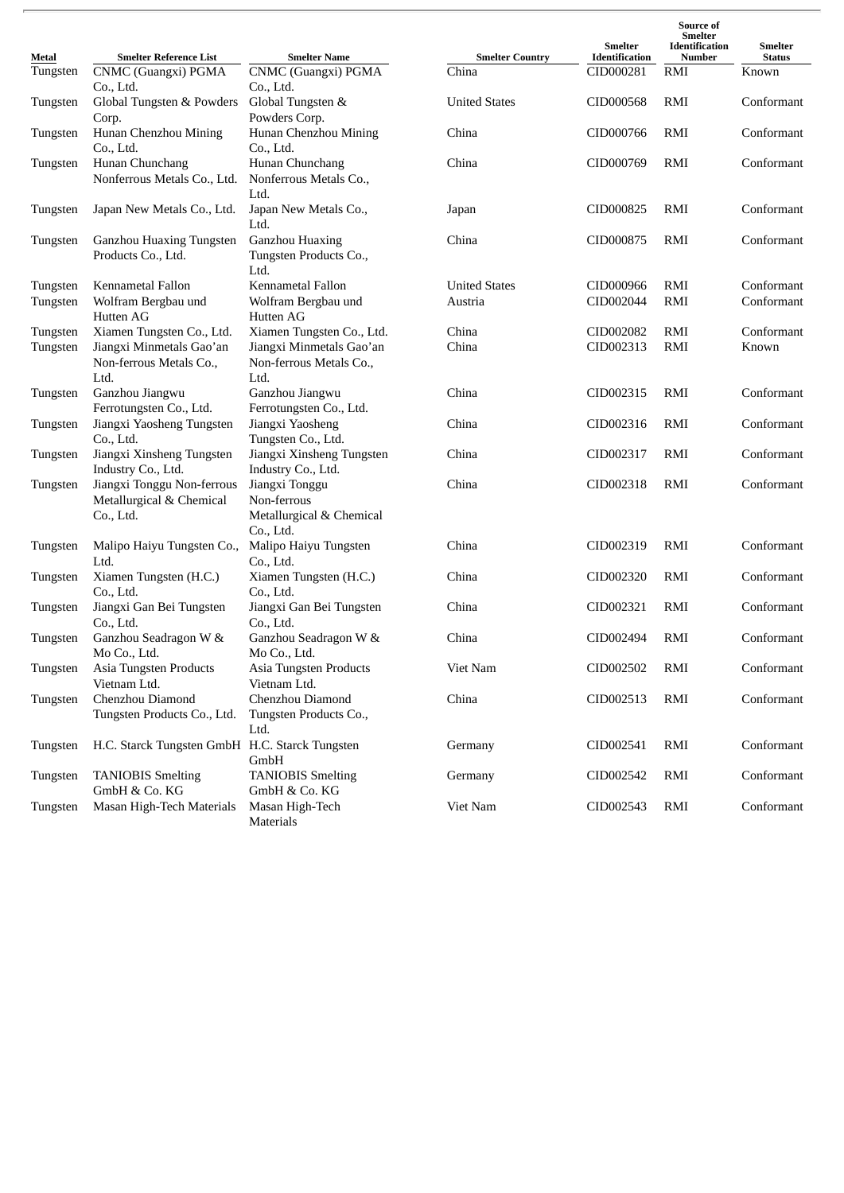| Metal | Smelter Reference List | Smelter Name | Smelter Country | Smelter Identification | Source of Smelter Identification Number | Smelter Status |
|---|---|---|---|---|---|---|
| Tungsten | CNMC (Guangxi) PGMA Co., Ltd. | CNMC (Guangxi) PGMA Co., Ltd. | China | CID000281 | RMI | Known |
| Tungsten | Global Tungsten & Powders Corp. | Global Tungsten & Powders Corp. | United States | CID000568 | RMI | Conformant |
| Tungsten | Hunan Chenzhou Mining Co., Ltd. | Hunan Chenzhou Mining Co., Ltd. | China | CID000766 | RMI | Conformant |
| Tungsten | Hunan Chunchang Nonferrous Metals Co., Ltd. | Hunan Chunchang Nonferrous Metals Co., Ltd. | China | CID000769 | RMI | Conformant |
| Tungsten | Japan New Metals Co., Ltd. | Japan New Metals Co., Ltd. | Japan | CID000825 | RMI | Conformant |
| Tungsten | Ganzhou Huaxing Tungsten Products Co., Ltd. | Ganzhou Huaxing Tungsten Products Co., Ltd. | China | CID000875 | RMI | Conformant |
| Tungsten | Kennametal Fallon | Kennametal Fallon | United States | CID000966 | RMI | Conformant |
| Tungsten | Wolfram Bergbau und Hutten AG | Wolfram Bergbau und Hutten AG | Austria | CID002044 | RMI | Conformant |
| Tungsten | Xiamen Tungsten Co., Ltd. | Xiamen Tungsten Co., Ltd. | China | CID002082 | RMI | Conformant |
| Tungsten | Jiangxi Minmetals Gao'an Non-ferrous Metals Co., Ltd. | Jiangxi Minmetals Gao'an Non-ferrous Metals Co., Ltd. | China | CID002313 | RMI | Known |
| Tungsten | Ganzhou Jiangwu Ferrotungsten Co., Ltd. | Ganzhou Jiangwu Ferrotungsten Co., Ltd. | China | CID002315 | RMI | Conformant |
| Tungsten | Jiangxi Yaosheng Tungsten Co., Ltd. | Jiangxi Yaosheng Tungsten Co., Ltd. | China | CID002316 | RMI | Conformant |
| Tungsten | Jiangxi Xinsheng Tungsten Industry Co., Ltd. | Jiangxi Xinsheng Tungsten Industry Co., Ltd. | China | CID002317 | RMI | Conformant |
| Tungsten | Jiangxi Tonggu Non-ferrous Metallurgical & Chemical Co., Ltd. | Jiangxi Tonggu Non-ferrous Metallurgical & Chemical Co., Ltd. | China | CID002318 | RMI | Conformant |
| Tungsten | Malipo Haiyu Tungsten Co., Ltd. | Malipo Haiyu Tungsten Co., Ltd. | China | CID002319 | RMI | Conformant |
| Tungsten | Xiamen Tungsten (H.C.) Co., Ltd. | Xiamen Tungsten (H.C.) Co., Ltd. | China | CID002320 | RMI | Conformant |
| Tungsten | Jiangxi Gan Bei Tungsten Co., Ltd. | Jiangxi Gan Bei Tungsten Co., Ltd. | China | CID002321 | RMI | Conformant |
| Tungsten | Ganzhou Seadragon W & Mo Co., Ltd. | Ganzhou Seadragon W & Mo Co., Ltd. | China | CID002494 | RMI | Conformant |
| Tungsten | Asia Tungsten Products Vietnam Ltd. | Asia Tungsten Products Vietnam Ltd. | Viet Nam | CID002502 | RMI | Conformant |
| Tungsten | Chenzhou Diamond Tungsten Products Co., Ltd. | Chenzhou Diamond Tungsten Products Co., Ltd. | China | CID002513 | RMI | Conformant |
| Tungsten | H.C. Starck Tungsten GmbH | H.C. Starck Tungsten GmbH | Germany | CID002541 | RMI | Conformant |
| Tungsten | TANIOBIS Smelting GmbH & Co. KG | TANIOBIS Smelting GmbH & Co. KG | Germany | CID002542 | RMI | Conformant |
| Tungsten | Masan High-Tech Materials | Masan High-Tech Materials | Viet Nam | CID002543 | RMI | Conformant |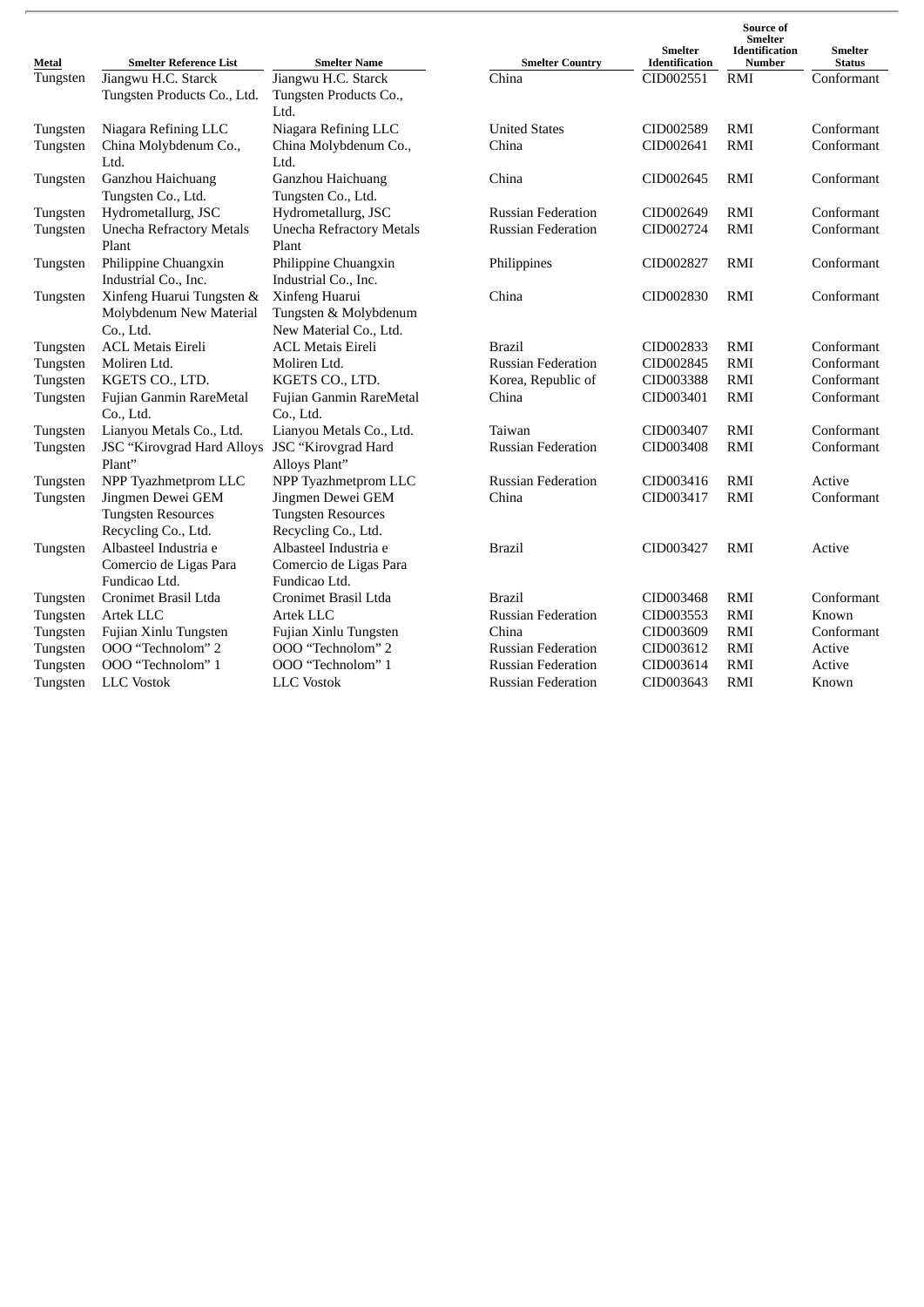| Metal | Smelter Reference List | Smelter Name | Smelter Country | Smelter Identification | Source of Smelter Identification Number | Smelter Status |
|---|---|---|---|---|---|---|
| Tungsten | Jiangwu H.C. Starck Tungsten Products Co., Ltd. | Jiangwu H.C. Starck Tungsten Products Co., Ltd. | China | CID002551 | RMI | Conformant |
| Tungsten | Niagara Refining LLC | Niagara Refining LLC | United States | CID002589 | RMI | Conformant |
| Tungsten | China Molybdenum Co., Ltd. | China Molybdenum Co., Ltd. | China | CID002641 | RMI | Conformant |
| Tungsten | Ganzhou Haichuang Tungsten Co., Ltd. | Ganzhou Haichuang Tungsten Co., Ltd. | China | CID002645 | RMI | Conformant |
| Tungsten | Hydrometallurg, JSC | Hydrometallurg, JSC | Russian Federation | CID002649 | RMI | Conformant |
| Tungsten | Unecha Refractory Metals Plant | Unecha Refractory Metals Plant | Russian Federation | CID002724 | RMI | Conformant |
| Tungsten | Philippine Chuangxin Industrial Co., Inc. | Philippine Chuangxin Industrial Co., Inc. | Philippines | CID002827 | RMI | Conformant |
| Tungsten | Xinfeng Huarui Tungsten & Molybdenum New Material Co., Ltd. | Xinfeng Huarui Tungsten & Molybdenum New Material Co., Ltd. | China | CID002830 | RMI | Conformant |
| Tungsten | ACL Metais Eireli | ACL Metais Eireli | Brazil | CID002833 | RMI | Conformant |
| Tungsten | Moliren Ltd. | Moliren Ltd. | Russian Federation | CID002845 | RMI | Conformant |
| Tungsten | KGETS CO., LTD. | KGETS CO., LTD. | Korea, Republic of | CID003388 | RMI | Conformant |
| Tungsten | Fujian Ganmin RareMetal Co., Ltd. | Fujian Ganmin RareMetal Co., Ltd. | China | CID003401 | RMI | Conformant |
| Tungsten | Lianyou Metals Co., Ltd. | Lianyou Metals Co., Ltd. | Taiwan | CID003407 | RMI | Conformant |
| Tungsten | JSC "Kirovgrad Hard Alloys Plant" | JSC "Kirovgrad Hard Alloys Plant" | Russian Federation | CID003408 | RMI | Conformant |
| Tungsten | NPP Tyazhmetprom LLC | NPP Tyazhmetprom LLC | Russian Federation | CID003416 | RMI | Active |
| Tungsten | Jingmen Dewei GEM Tungsten Resources Recycling Co., Ltd. | Jingmen Dewei GEM Tungsten Resources Recycling Co., Ltd. | China | CID003417 | RMI | Conformant |
| Tungsten | Albasteel Industria e Comercio de Ligas Para Fundicao Ltd. | Albasteel Industria e Comercio de Ligas Para Fundicao Ltd. | Brazil | CID003427 | RMI | Active |
| Tungsten | Cronimet Brasil Ltda | Cronimet Brasil Ltda | Brazil | CID003468 | RMI | Conformant |
| Tungsten | Artek LLC | Artek LLC | Russian Federation | CID003553 | RMI | Known |
| Tungsten | Fujian Xinlu Tungsten | Fujian Xinlu Tungsten | China | CID003609 | RMI | Conformant |
| Tungsten | OOO "Technolom" 2 | OOO "Technolom" 2 | Russian Federation | CID003612 | RMI | Active |
| Tungsten | OOO "Technolom" 1 | OOO "Technolom" 1 | Russian Federation | CID003614 | RMI | Active |
| Tungsten | LLC Vostok | LLC Vostok | Russian Federation | CID003643 | RMI | Known |